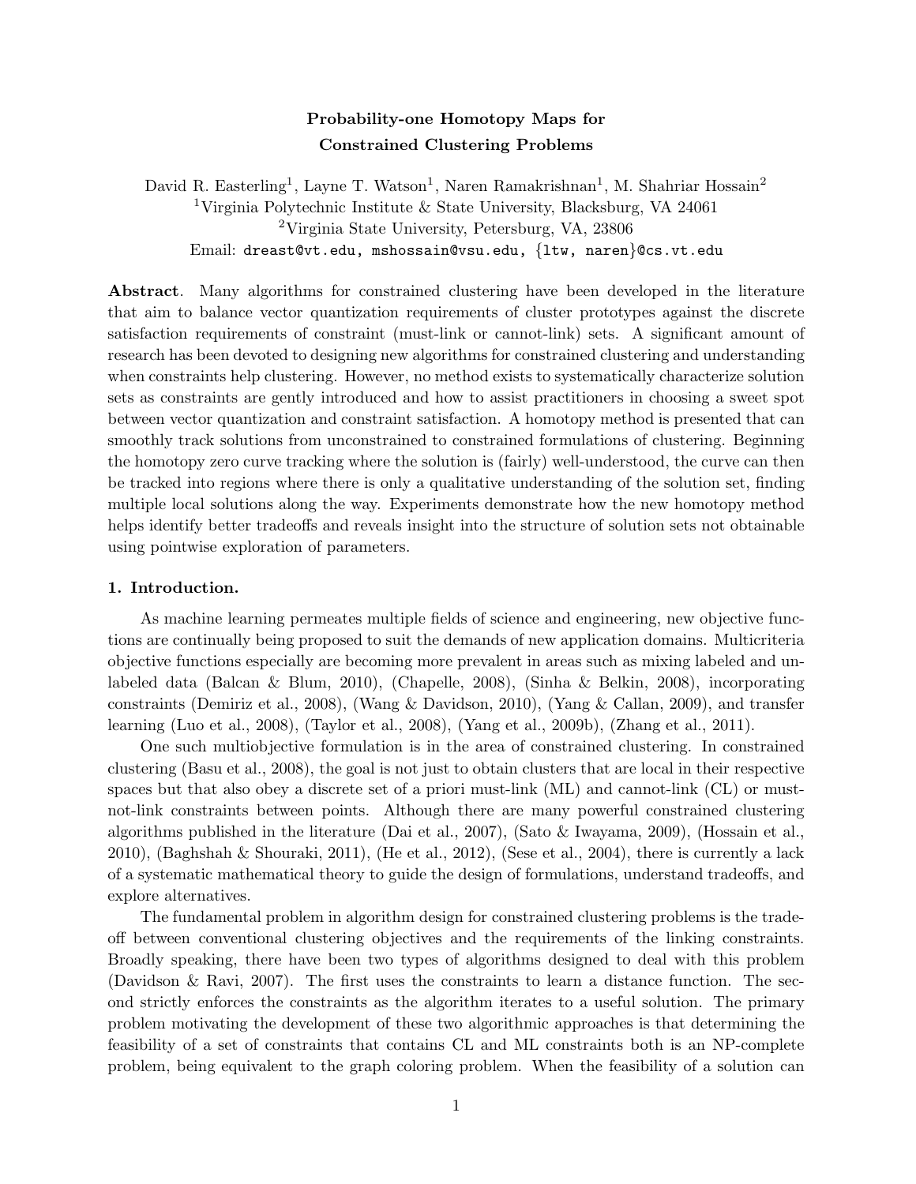# Probability-one Homotopy Maps for Constrained Clustering Problems

David R. Easterling[1], Layne T. Watson[1], Naren Ramakrishnan[1], M. Shahriar Hossain[2]

[1]Virginia Polytechnic Institute & State University, Blacksburg, VA 24061

[2]Virginia State University, Petersburg, VA, 23806

Email: dreast@vt.edu, mshossain@vsu.edu, {ltw, naren}@cs.vt.edu

**Abstract**. Many algorithms for constrained clustering have been developed in the literature that aim to balance vector quantization requirements of cluster prototypes against the discrete satisfaction requirements of constraint (must-link or cannot-link) sets. A significant amount of research has been devoted to designing new algorithms for constrained clustering and understanding when constraints help clustering. However, no method exists to systematically characterize solution sets as constraints are gently introduced and how to assist practitioners in choosing a sweet spot between vector quantization and constraint satisfaction. A homotopy method is presented that can smoothly track solutions from unconstrained to constrained formulations of clustering. Beginning the homotopy zero curve tracking where the solution is (fairly) well-understood, the curve can then be tracked into regions where there is only a qualitative understanding of the solution set, finding multiple local solutions along the way. Experiments demonstrate how the new homotopy method helps identify better tradeoffs and reveals insight into the structure of solution sets not obtainable using pointwise exploration of parameters.

## 1. Introduction.

As machine learning permeates multiple fields of science and engineering, new objective functions are continually being proposed to suit the demands of new application domains. Multicriteria objective functions especially are becoming more prevalent in areas such as mixing labeled and unlabeled data (Balcan & Blum, 2010), (Chapelle, 2008), (Sinha & Belkin, 2008), incorporating constraints (Demiriz et al., 2008), (Wang & Davidson, 2010), (Yang & Callan, 2009), and transfer learning (Luo et al., 2008), (Taylor et al., 2008), (Yang et al., 2009b), (Zhang et al., 2011).

One such multiobjective formulation is in the area of constrained clustering. In constrained clustering (Basu et al., 2008), the goal is not just to obtain clusters that are local in their respective spaces but that also obey a discrete set of a priori must-link (ML) and cannot-link (CL) or must-not-link constraints between points. Although there are many powerful constrained clustering algorithms published in the literature (Dai et al., 2007), (Sato & Iwayama, 2009), (Hossain et al., 2010), (Baghshah & Shouraki, 2011), (He et al., 2012), (Sese et al., 2004), there is currently a lack of a systematic mathematical theory to guide the design of formulations, understand tradeoffs, and explore alternatives.

The fundamental problem in algorithm design for constrained clustering problems is the tradeoff between conventional clustering objectives and the requirements of the linking constraints. Broadly speaking, there have been two types of algorithms designed to deal with this problem (Davidson & Ravi, 2007). The first uses the constraints to learn a distance function. The second strictly enforces the constraints as the algorithm iterates to a useful solution. The primary problem motivating the development of these two algorithmic approaches is that determining the feasibility of a set of constraints that contains CL and ML constraints both is an NP-complete problem, being equivalent to the graph coloring problem. When the feasibility of a solution can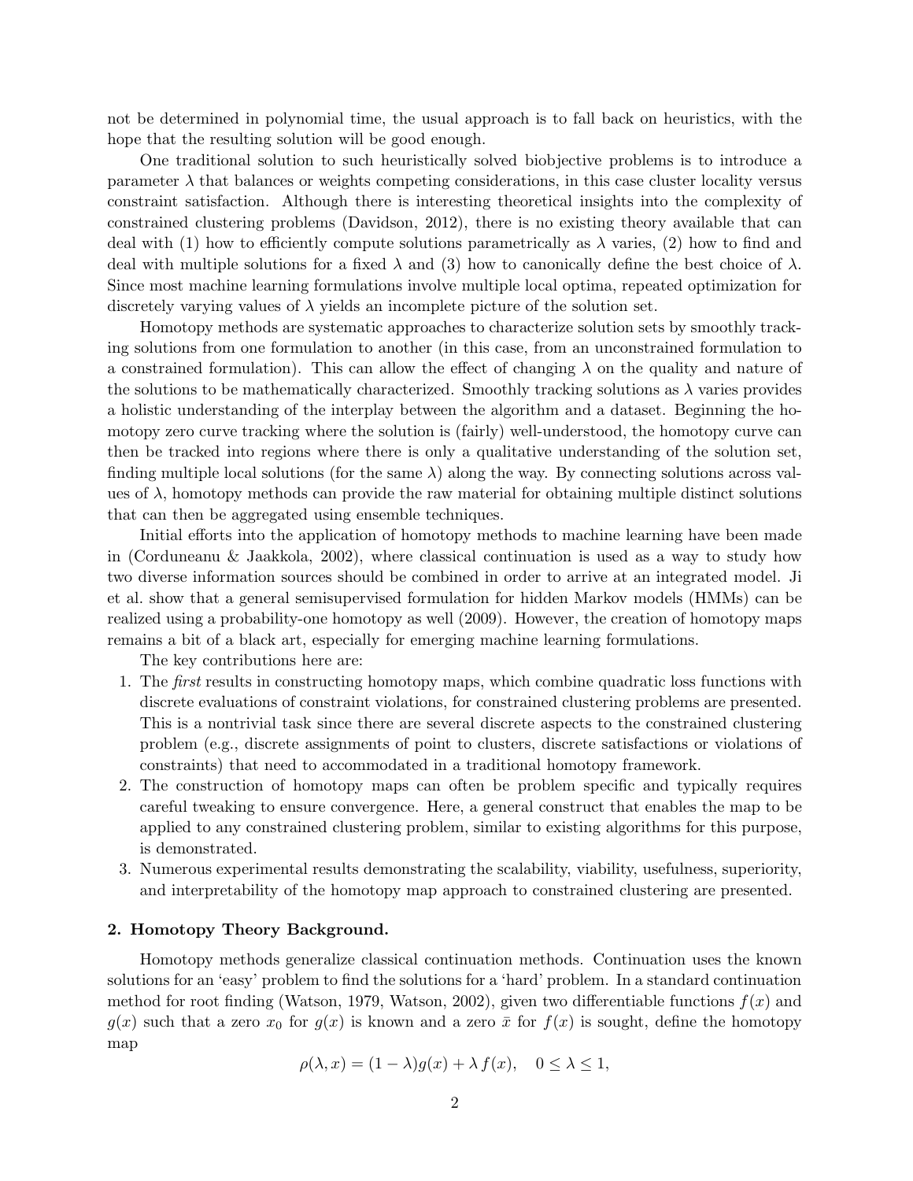not be determined in polynomial time, the usual approach is to fall back on heuristics, with the hope that the resulting solution will be good enough.

One traditional solution to such heuristically solved biobjective problems is to introduce a parameter $\lambda$ that balances or weights competing considerations, in this case cluster locality versus constraint satisfaction. Although there is interesting theoretical insights into the complexity of constrained clustering problems (Davidson, 2012), there is no existing theory available that can deal with (1) how to efficiently compute solutions parametrically as $\lambda$ varies, (2) how to find and deal with multiple solutions for a fixed $\lambda$ and (3) how to canonically define the best choice of $\lambda$. Since most machine learning formulations involve multiple local optima, repeated optimization for discretely varying values of $\lambda$ yields an incomplete picture of the solution set.

Homotopy methods are systematic approaches to characterize solution sets by smoothly tracking solutions from one formulation to another (in this case, from an unconstrained formulation to a constrained formulation). This can allow the effect of changing $\lambda$ on the quality and nature of the solutions to be mathematically characterized. Smoothly tracking solutions as $\lambda$ varies provides a holistic understanding of the interplay between the algorithm and a dataset. Beginning the homotopy zero curve tracking where the solution is (fairly) well-understood, the homotopy curve can then be tracked into regions where there is only a qualitative understanding of the solution set, finding multiple local solutions (for the same $\lambda$) along the way. By connecting solutions across values of $\lambda$, homotopy methods can provide the raw material for obtaining multiple distinct solutions that can then be aggregated using ensemble techniques.

Initial efforts into the application of homotopy methods to machine learning have been made in (Corduneanu & Jaakkola, 2002), where classical continuation is used as a way to study how two diverse information sources should be combined in order to arrive at an integrated model. Ji et al. show that a general semisupervised formulation for hidden Markov models (HMMs) can be realized using a probability-one homotopy as well (2009). However, the creation of homotopy maps remains a bit of a black art, especially for emerging machine learning formulations.

The key contributions here are:

1. The *first* results in constructing homotopy maps, which combine quadratic loss functions with discrete evaluations of constraint violations, for constrained clustering problems are presented. This is a nontrivial task since there are several discrete aspects to the constrained clustering problem (e.g., discrete assignments of point to clusters, discrete satisfactions or violations of constraints) that need to accommodated in a traditional homotopy framework.
2. The construction of homotopy maps can often be problem specific and typically requires careful tweaking to ensure convergence. Here, a general construct that enables the map to be applied to any constrained clustering problem, similar to existing algorithms for this purpose, is demonstrated.
3. Numerous experimental results demonstrating the scalability, viability, usefulness, superiority, and interpretability of the homotopy map approach to constrained clustering are presented.

## 2. Homotopy Theory Background.

Homotopy methods generalize classical continuation methods. Continuation uses the known solutions for an 'easy' problem to find the solutions for a 'hard' problem. In a standard continuation method for root finding (Watson, 1979, Watson, 2002), given two differentiable functions $f(x)$ and $g(x)$ such that a zero $x_0$ for $g(x)$ is known and a zero $\bar{x}$ for $f(x)$ is sought, define the homotopy map

$$\rho(\lambda, x) = (1 - \lambda)g(x) + \lambda\, f(x), \quad 0 \leq \lambda \leq 1,$$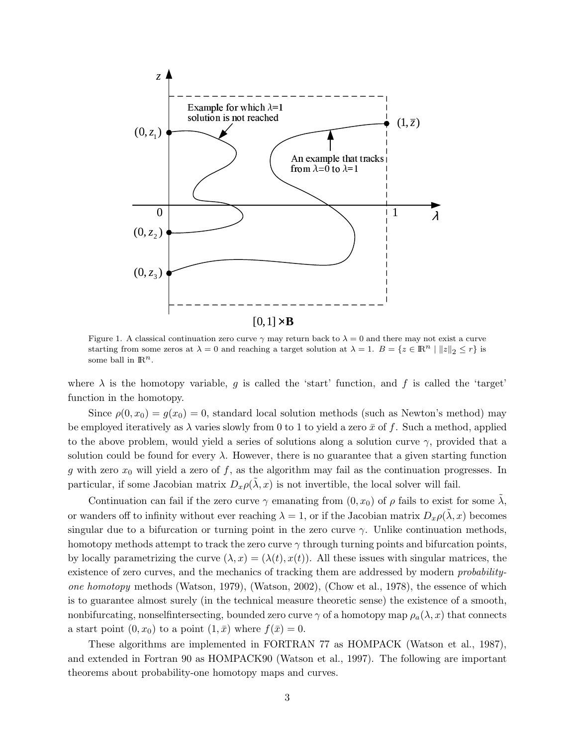Figure 1. A classical continuation zero curve $\gamma$ may return back to $\lambda = 0$ and there may not exist a curve starting from some zeros at $\lambda = 0$ and reaching a target solution at $\lambda = 1$. $B = \{z \in \mathbb{R}^n \mid \|z\|_2 \leq r\}$ is some ball in $\mathbb{R}^n$.

where $\lambda$ is the homotopy variable, $g$ is called the 'start' function, and $f$ is called the 'target' function in the homotopy.

Since $\rho(0, x_0) = g(x_0) = 0$, standard local solution methods (such as Newton's method) may be employed iteratively as $\lambda$ varies slowly from 0 to 1 to yield a zero $\bar{x}$ of $f$. Such a method, applied to the above problem, would yield a series of solutions along a solution curve $\gamma$, provided that a solution could be found for every $\lambda$. However, there is no guarantee that a given starting function $g$ with zero $x_0$ will yield a zero of $f$, as the algorithm may fail as the continuation progresses. In particular, if some Jacobian matrix $D_x\rho(\tilde{\lambda}, x)$ is not invertible, the local solver will fail.

Continuation can fail if the zero curve $\gamma$ emanating from $(0, x_0)$ of $\rho$ fails to exist for some $\tilde{\lambda}$, or wanders off to infinity without ever reaching $\lambda = 1$, or if the Jacobian matrix $D_x\rho(\tilde{\lambda}, x)$ becomes singular due to a bifurcation or turning point in the zero curve $\gamma$. Unlike continuation methods, homotopy methods attempt to track the zero curve $\gamma$ through turning points and bifurcation points, by locally parametrizing the curve $(\lambda, x) = (\lambda(t), x(t))$. All these issues with singular matrices, the existence of zero curves, and the mechanics of tracking them are addressed by modern *probability-one homotopy* methods (Watson, 1979), (Watson, 2002), (Chow et al., 1978), the essence of which is to guarantee almost surely (in the technical measure theoretic sense) the existence of a smooth, nonbifurcating, nonselfintersecting, bounded zero curve $\gamma$ of a homotopy map $\rho_a(\lambda, x)$ that connects a start point $(0, x_0)$ to a point $(1, \bar{x})$ where $f(\bar{x}) = 0$.

These algorithms are implemented in FORTRAN 77 as HOMPACK (Watson et al., 1987), and extended in Fortran 90 as HOMPACK90 (Watson et al., 1997). The following are important theorems about probability-one homotopy maps and curves.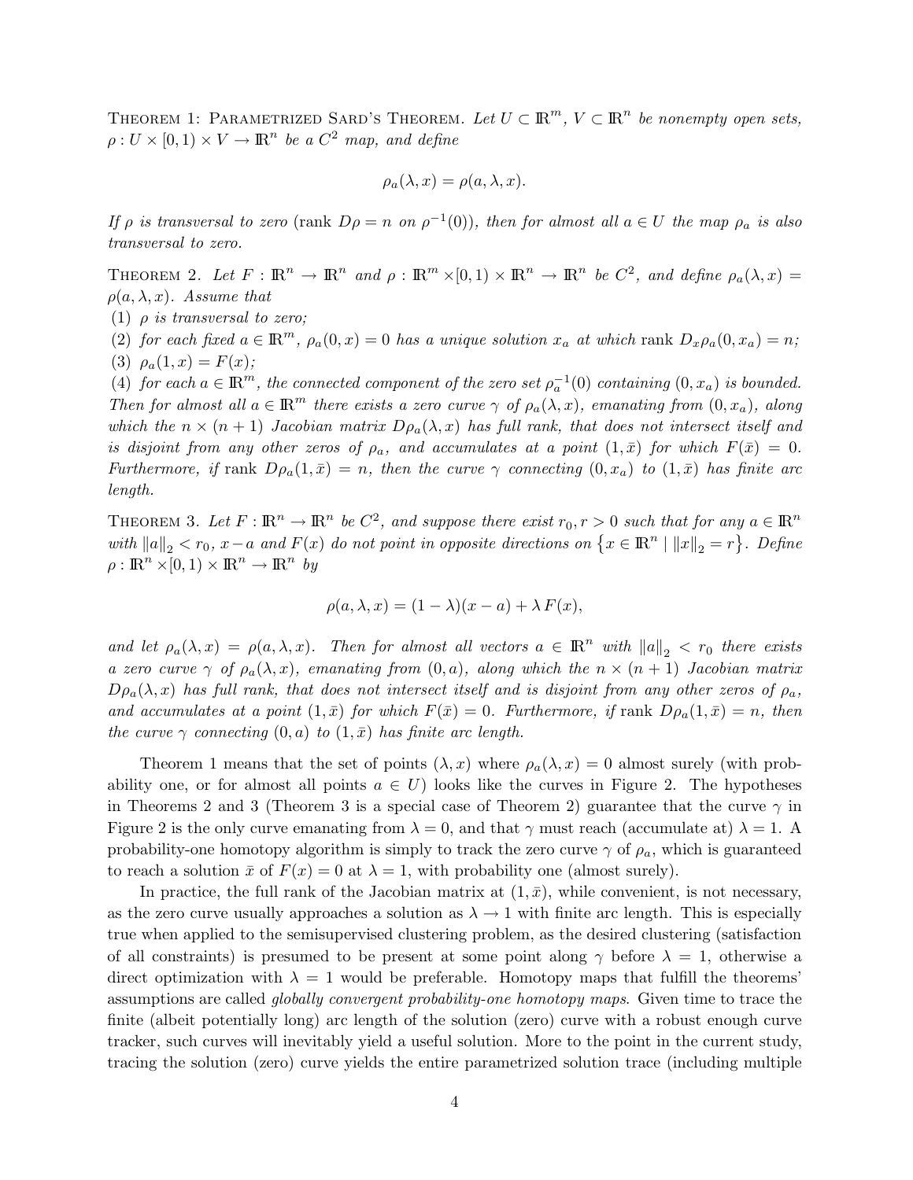Theorem 1: Parametrized Sard's Theorem. *Let $U \subset \mathbb{R}^m$, $V \subset \mathbb{R}^n$ be nonempty open sets, $\rho : U \times [0,1) \times V \to \mathbb{R}^n$ be a $C^2$ map, and define*

$$\rho_a(\lambda, x) = \rho(a, \lambda, x).$$

*If $\rho$ is transversal to zero* (rank $D\rho = n$ on $\rho^{-1}(0)$)*, then for almost all $a \in U$ the map $\rho_a$ is also transversal to zero.*

Theorem 2. *Let $F : \mathbb{R}^n \to \mathbb{R}^n$ and $\rho : \mathbb{R}^m \times [0,1) \times \mathbb{R}^n \to \mathbb{R}^n$ be $C^2$, and define $\rho_a(\lambda, x) = \rho(a, \lambda, x)$. Assume that*

*(1) $\rho$ is transversal to zero;*

*(2) for each fixed $a \in \mathbb{R}^m$, $\rho_a(0, x) = 0$ has a unique solution $x_a$ at which* rank $D_x\rho_a(0, x_a) = n$;

*(3) $\rho_a(1, x) = F(x)$;*

*(4) for each $a \in \mathbb{R}^m$, the connected component of the zero set $\rho_a^{-1}(0)$ containing $(0, x_a)$ is bounded.*

*Then for almost all $a \in \mathbb{R}^m$ there exists a zero curve $\gamma$ of $\rho_a(\lambda, x)$, emanating from $(0, x_a)$, along which the $n \times (n+1)$ Jacobian matrix $D\rho_a(\lambda, x)$ has full rank, that does not intersect itself and is disjoint from any other zeros of $\rho_a$, and accumulates at a point $(1, \bar{x})$ for which $F(\bar{x}) = 0$. Furthermore, if* rank $D\rho_a(1, \bar{x}) = n$*, then the curve $\gamma$ connecting $(0, x_a)$ to $(1, \bar{x})$ has finite arc length.*

Theorem 3. *Let $F : \mathbb{R}^n \to \mathbb{R}^n$ be $C^2$, and suppose there exist $r_0, r > 0$ such that for any $a \in \mathbb{R}^n$ with $\|a\|_2 < r_0$, $x - a$ and $F(x)$ do not point in opposite directions on $\{x \in \mathbb{R}^n \mid \|x\|_2 = r\}$. Define $\rho : \mathbb{R}^n \times [0,1) \times \mathbb{R}^n \to \mathbb{R}^n$ by*

$$\rho(a, \lambda, x) = (1 - \lambda)(x - a) + \lambda F(x),$$

*and let $\rho_a(\lambda, x) = \rho(a, \lambda, x)$. Then for almost all vectors $a \in \mathbb{R}^n$ with $\|a\|_2 < r_0$ there exists a zero curve $\gamma$ of $\rho_a(\lambda, x)$, emanating from $(0, a)$, along which the $n \times (n+1)$ Jacobian matrix $D\rho_a(\lambda, x)$ has full rank, that does not intersect itself and is disjoint from any other zeros of $\rho_a$, and accumulates at a point $(1, \bar{x})$ for which $F(\bar{x}) = 0$. Furthermore, if* rank $D\rho_a(1, \bar{x}) = n$*, then the curve $\gamma$ connecting $(0, a)$ to $(1, \bar{x})$ has finite arc length.*

Theorem 1 means that the set of points $(\lambda, x)$ where $\rho_a(\lambda, x) = 0$ almost surely (with probability one, or for almost all points $a \in U$) looks like the curves in Figure 2. The hypotheses in Theorems 2 and 3 (Theorem 3 is a special case of Theorem 2) guarantee that the curve $\gamma$ in Figure 2 is the only curve emanating from $\lambda = 0$, and that $\gamma$ must reach (accumulate at) $\lambda = 1$. A probability-one homotopy algorithm is simply to track the zero curve $\gamma$ of $\rho_a$, which is guaranteed to reach a solution $\bar{x}$ of $F(x) = 0$ at $\lambda = 1$, with probability one (almost surely).

In practice, the full rank of the Jacobian matrix at $(1, \bar{x})$, while convenient, is not necessary, as the zero curve usually approaches a solution as $\lambda \to 1$ with finite arc length. This is especially true when applied to the semisupervised clustering problem, as the desired clustering (satisfaction of all constraints) is presumed to be present at some point along $\gamma$ before $\lambda = 1$, otherwise a direct optimization with $\lambda = 1$ would be preferable. Homotopy maps that fulfill the theorems' assumptions are called *globally convergent probability-one homotopy maps*. Given time to trace the finite (albeit potentially long) arc length of the solution (zero) curve with a robust enough curve tracker, such curves will inevitably yield a useful solution. More to the point in the current study, tracing the solution (zero) curve yields the entire parametrized solution trace (including multiple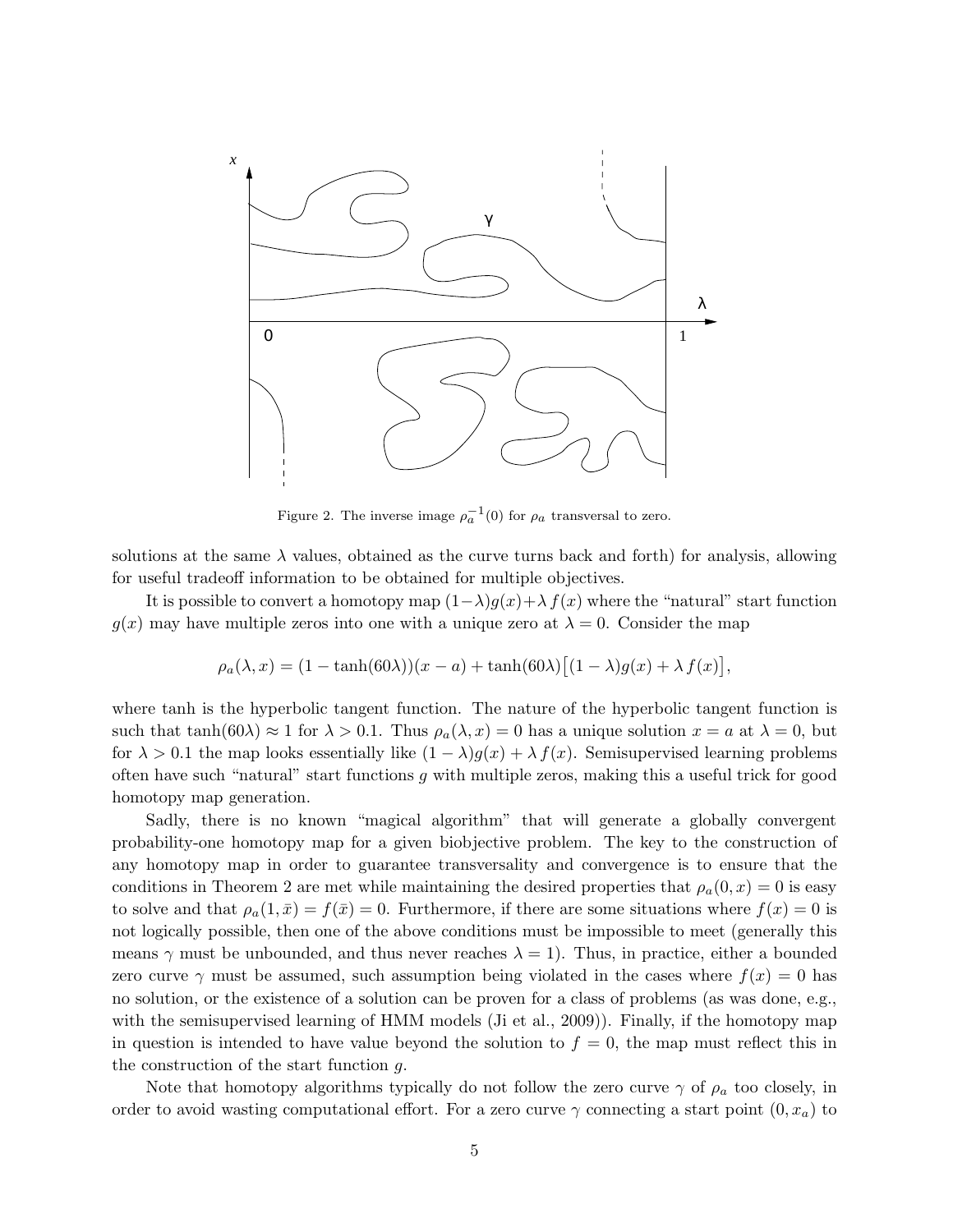Figure 2. The inverse image $\rho_a^{-1}(0)$ for $\rho_a$ transversal to zero.

solutions at the same $\lambda$ values, obtained as the curve turns back and forth) for analysis, allowing for useful tradeoff information to be obtained for multiple objectives.

It is possible to convert a homotopy map $(1-\lambda)g(x)+\lambda f(x)$ where the "natural" start function $g(x)$ may have multiple zeros into one with a unique zero at $\lambda = 0$. Consider the map

$$\rho_a(\lambda, x) = (1 - \tanh(60\lambda))(x - a) + \tanh(60\lambda)\big[(1-\lambda)g(x) + \lambda f(x)\big],$$

where tanh is the hyperbolic tangent function. The nature of the hyperbolic tangent function is such that $\tanh(60\lambda) \approx 1$ for $\lambda > 0.1$. Thus $\rho_a(\lambda, x) = 0$ has a unique solution $x = a$ at $\lambda = 0$, but for $\lambda > 0.1$ the map looks essentially like $(1-\lambda)g(x) + \lambda f(x)$. Semisupervised learning problems often have such "natural" start functions $g$ with multiple zeros, making this a useful trick for good homotopy map generation.

Sadly, there is no known "magical algorithm" that will generate a globally convergent probability-one homotopy map for a given biobjective problem. The key to the construction of any homotopy map in order to guarantee transversality and convergence is to ensure that the conditions in Theorem 2 are met while maintaining the desired properties that $\rho_a(0, x) = 0$ is easy to solve and that $\rho_a(1, \bar{x}) = f(\bar{x}) = 0$. Furthermore, if there are some situations where $f(x) = 0$ is not logically possible, then one of the above conditions must be impossible to meet (generally this means $\gamma$ must be unbounded, and thus never reaches $\lambda = 1$). Thus, in practice, either a bounded zero curve $\gamma$ must be assumed, such assumption being violated in the cases where $f(x) = 0$ has no solution, or the existence of a solution can be proven for a class of problems (as was done, e.g., with the semisupervised learning of HMM models (Ji et al., 2009)). Finally, if the homotopy map in question is intended to have value beyond the solution to $f = 0$, the map must reflect this in the construction of the start function $g$.

Note that homotopy algorithms typically do not follow the zero curve $\gamma$ of $\rho_a$ too closely, in order to avoid wasting computational effort. For a zero curve $\gamma$ connecting a start point $(0, x_a)$ to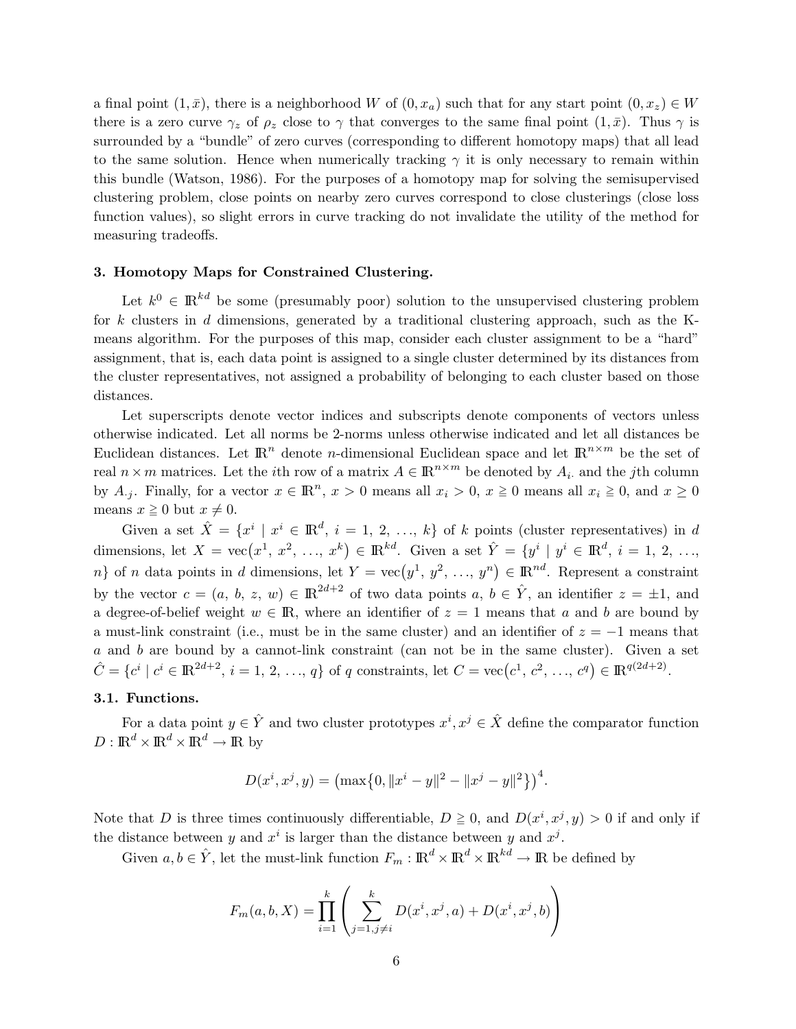a final point $(1, \bar{x})$, there is a neighborhood $W$ of $(0, x_a)$ such that for any start point $(0, x_z) \in W$ there is a zero curve $\gamma_z$ of $\rho_z$ close to $\gamma$ that converges to the same final point $(1, \bar{x})$. Thus $\gamma$ is surrounded by a "bundle" of zero curves (corresponding to different homotopy maps) that all lead to the same solution. Hence when numerically tracking $\gamma$ it is only necessary to remain within this bundle (Watson, 1986). For the purposes of a homotopy map for solving the semisupervised clustering problem, close points on nearby zero curves correspond to close clusterings (close loss function values), so slight errors in curve tracking do not invalidate the utility of the method for measuring tradeoffs.

## 3. Homotopy Maps for Constrained Clustering.

Let $k^0 \in \mathbb{R}^{kd}$ be some (presumably poor) solution to the unsupervised clustering problem for $k$ clusters in $d$ dimensions, generated by a traditional clustering approach, such as the K-means algorithm. For the purposes of this map, consider each cluster assignment to be a "hard" assignment, that is, each data point is assigned to a single cluster determined by its distances from the cluster representatives, not assigned a probability of belonging to each cluster based on those distances.

Let superscripts denote vector indices and subscripts denote components of vectors unless otherwise indicated. Let all norms be 2-norms unless otherwise indicated and let all distances be Euclidean distances. Let $\mathbb{R}^n$ denote $n$-dimensional Euclidean space and let $\mathbb{R}^{n\times m}$ be the set of real $n \times m$ matrices. Let the $i$th row of a matrix $A \in \mathbb{R}^{n\times m}$ be denoted by $A_{i\cdot}$ and the $j$th column by $A_{\cdot j}$. Finally, for a vector $x \in \mathbb{R}^n$, $x > 0$ means all $x_i > 0$, $x \geqq 0$ means all $x_i \geqq 0$, and $x \geq 0$ means $x \geqq 0$ but $x \neq 0$.

Given a set $\hat{X} = \{x^i \mid x^i \in \mathbb{R}^d,\ i = 1,\ 2,\ \ldots,\ k\}$ of $k$ points (cluster representatives) in $d$ dimensions, let $X = \operatorname{vec}(x^1,\ x^2,\ \ldots,\ x^k) \in \mathbb{R}^{kd}$. Given a set $\hat{Y} = \{y^i \mid y^i \in \mathbb{R}^d,\ i = 1,\ 2,\ \ldots,\ n\}$ of $n$ data points in $d$ dimensions, let $Y = \operatorname{vec}(y^1,\ y^2,\ \ldots,\ y^n) \in \mathbb{R}^{nd}$. Represent a constraint by the vector $c = (a,\ b,\ z,\ w) \in \mathbb{R}^{2d+2}$ of two data points $a,\ b \in \hat{Y}$, an identifier $z = \pm 1$, and a degree-of-belief weight $w \in \mathbb{R}$, where an identifier of $z = 1$ means that $a$ and $b$ are bound by a must-link constraint (i.e., must be in the same cluster) and an identifier of $z = -1$ means that $a$ and $b$ are bound by a cannot-link constraint (can not be in the same cluster). Given a set $\hat{C} = \{c^i \mid c^i \in \mathbb{R}^{2d+2},\ i = 1,\ 2,\ \ldots,\ q\}$ of $q$ constraints, let $C = \operatorname{vec}(c^1,\ c^2,\ \ldots,\ c^q) \in \mathbb{R}^{q(2d+2)}$.

### 3.1. Functions.

For a data point $y \in \hat{Y}$ and two cluster prototypes $x^i, x^j \in \hat{X}$ define the comparator function $D : \mathbb{R}^d \times \mathbb{R}^d \times \mathbb{R}^d \to \mathbb{R}$ by

$$D(x^i, x^j, y) = \left(\max\left\{0, \|x^i - y\|^2 - \|x^j - y\|^2\right\}\right)^4.$$

Note that $D$ is three times continuously differentiable, $D \geqq 0$, and $D(x^i, x^j, y) > 0$ if and only if the distance between $y$ and $x^i$ is larger than the distance between $y$ and $x^j$.

Given $a, b \in \hat{Y}$, let the must-link function $F_m : \mathbb{R}^d \times \mathbb{R}^d \times \mathbb{R}^{kd} \to \mathbb{R}$ be defined by

$$F_m(a, b, X) = \prod_{i=1}^{k} \left( \sum_{j=1, j\neq i}^{k} D(x^i, x^j, a) + D(x^i, x^j, b) \right)$$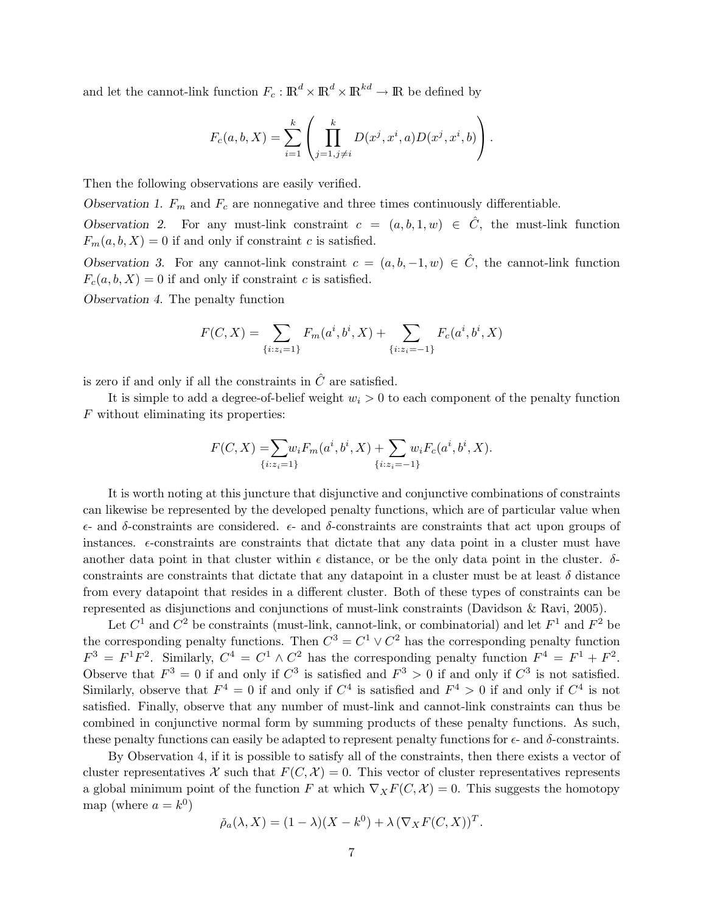and let the cannot-link function $F_c : \mathbb{R}^d \times \mathbb{R}^d \times \mathbb{R}^{kd} \to \mathbb{R}$ be defined by

$$F_c(a, b, X) = \sum_{i=1}^{k} \left( \prod_{j=1, j \neq i}^{k} D(x^j, x^i, a) D(x^j, x^i, b) \right).$$

Then the following observations are easily verified.

*Observation 1.* $F_m$ and $F_c$ are nonnegative and three times continuously differentiable.

*Observation 2.* For any must-link constraint $c = (a, b, 1, w) \in \hat{C}$, the must-link function $F_m(a, b, X) = 0$ if and only if constraint $c$ is satisfied.

*Observation 3.* For any cannot-link constraint $c = (a, b, -1, w) \in \hat{C}$, the cannot-link function $F_c(a, b, X) = 0$ if and only if constraint $c$ is satisfied.

*Observation 4.* The penalty function

$$F(C, X) = \sum_{\{i : z_i = 1\}} F_m(a^i, b^i, X) + \sum_{\{i : z_i = -1\}} F_c(a^i, b^i, X)$$

is zero if and only if all the constraints in $\hat{C}$ are satisfied.

It is simple to add a degree-of-belief weight $w_i > 0$ to each component of the penalty function $F$ without eliminating its properties:

$$F(C, X) = \sum_{\{i : z_i = 1\}} w_i F_m(a^i, b^i, X) + \sum_{\{i : z_i = -1\}} w_i F_c(a^i, b^i, X).$$

It is worth noting at this juncture that disjunctive and conjunctive combinations of constraints can likewise be represented by the developed penalty functions, which are of particular value when $\epsilon$- and $\delta$-constraints are considered. $\epsilon$- and $\delta$-constraints are constraints that act upon groups of instances. $\epsilon$-constraints are constraints that dictate that any data point in a cluster must have another data point in that cluster within $\epsilon$ distance, or be the only data point in the cluster. $\delta$-constraints are constraints that dictate that any datapoint in a cluster must be at least $\delta$ distance from every datapoint that resides in a different cluster. Both of these types of constraints can be represented as disjunctions and conjunctions of must-link constraints (Davidson & Ravi, 2005).

Let $C^1$ and $C^2$ be constraints (must-link, cannot-link, or combinatorial) and let $F^1$ and $F^2$ be the corresponding penalty functions. Then $C^3 = C^1 \vee C^2$ has the corresponding penalty function $F^3 = F^1 F^2$. Similarly, $C^4 = C^1 \wedge C^2$ has the corresponding penalty function $F^4 = F^1 + F^2$. Observe that $F^3 = 0$ if and only if $C^3$ is satisfied and $F^3 > 0$ if and only if $C^3$ is not satisfied. Similarly, observe that $F^4 = 0$ if and only if $C^4$ is satisfied and $F^4 > 0$ if and only if $C^4$ is not satisfied. Finally, observe that any number of must-link and cannot-link constraints can thus be combined in conjunctive normal form by summing products of these penalty functions. As such, these penalty functions can easily be adapted to represent penalty functions for $\epsilon$- and $\delta$-constraints.

By Observation 4, if it is possible to satisfy all of the constraints, then there exists a vector of cluster representatives $\mathcal{X}$ such that $F(C, \mathcal{X}) = 0$. This vector of cluster representatives represents a global minimum point of the function $F$ at which $\nabla_X F(C, \mathcal{X}) = 0$. This suggests the homotopy map (where $a = k^0$)

$$\check{\rho}_a(\lambda, X) = (1 - \lambda)(X - k^0) + \lambda \left( \nabla_X F(C, X) \right)^T.$$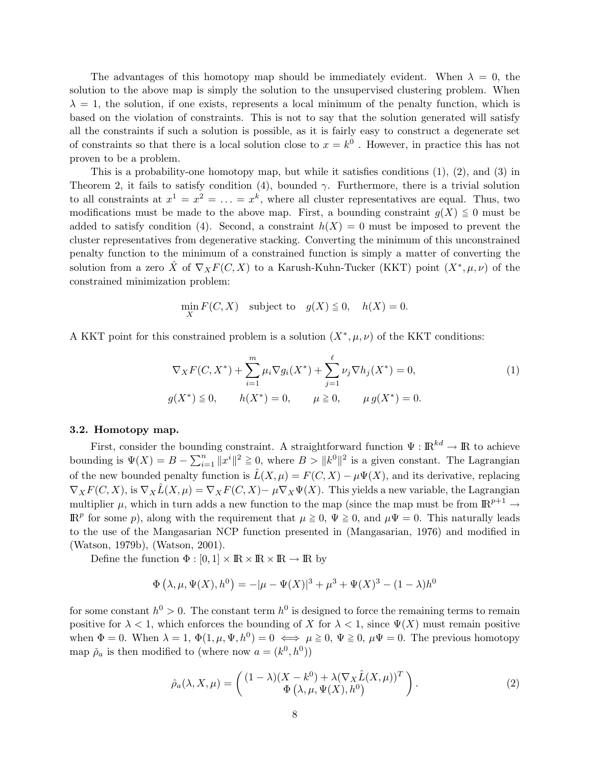The advantages of this homotopy map should be immediately evident. When $\lambda = 0$, the solution to the above map is simply the solution to the unsupervised clustering problem. When $\lambda = 1$, the solution, if one exists, represents a local minimum of the penalty function, which is based on the violation of constraints. This is not to say that the solution generated will satisfy all the constraints if such a solution is possible, as it is fairly easy to construct a degenerate set of constraints so that there is a local solution close to $x = k^0$ . However, in practice this has not proven to be a problem.

This is a probability-one homotopy map, but while it satisfies conditions (1), (2), and (3) in Theorem 2, it fails to satisfy condition (4), bounded $\gamma$. Furthermore, there is a trivial solution to all constraints at $x^1 = x^2 = \ldots = x^k$, where all cluster representatives are equal. Thus, two modifications must be made to the above map. First, a bounding constraint $g(X) \leqq 0$ must be added to satisfy condition (4). Second, a constraint $h(X) = 0$ must be imposed to prevent the cluster representatives from degenerative stacking. Converting the minimum of this unconstrained penalty function to the minimum of a constrained function is simply a matter of converting the solution from a zero $\hat{X}$ of $\nabla_X F(C, X)$ to a Karush-Kuhn-Tucker (KKT) point $(X^*, \mu, \nu)$ of the constrained minimization problem:

$$\min_X F(C, X) \quad \text{subject to} \quad g(X) \leqq 0, \quad h(X) = 0.$$

A KKT point for this constrained problem is a solution $(X^*, \mu, \nu)$ of the KKT conditions:

$$\begin{gathered} \nabla_X F(C, X^*) + \sum_{i=1}^{m} \mu_i \nabla g_i(X^*) + \sum_{j=1}^{\ell} \nu_j \nabla h_j(X^*) = 0, \\ g(X^*) \leqq 0, \qquad h(X^*) = 0, \qquad \mu \geqq 0, \qquad \mu\, g(X^*) = 0. \end{gathered} \tag{1}$$

### 3.2. Homotopy map.

First, consider the bounding constraint. A straightforward function $\Psi : \mathbb{R}^{kd} \to \mathbb{R}$ to achieve bounding is $\Psi(X) = B - \sum_{i=1}^{n} \|x^i\|^2 \geqq 0$, where $B > \|k^0\|^2$ is a given constant. The Lagrangian of the new bounded penalty function is $\hat{L}(X, \mu) = F(C, X) - \mu\Psi(X)$, and its derivative, replacing $\nabla_X F(C, X)$, is $\nabla_X \hat{L}(X, \mu) = \nabla_X F(C, X) - \mu \nabla_X \Psi(X)$. This yields a new variable, the Lagrangian multiplier $\mu$, which in turn adds a new function to the map (since the map must be from $\mathbb{R}^{p+1} \to \mathbb{R}^p$ for some $p$), along with the requirement that $\mu \geqq 0$, $\Psi \geqq 0$, and $\mu\Psi = 0$. This naturally leads to the use of the Mangasarian NCP function presented in (Mangasarian, 1976) and modified in (Watson, 1979b), (Watson, 2001).

Define the function $\Phi : [0, 1] \times \mathbb{R} \times \mathbb{R} \times \mathbb{R} \to \mathbb{R}$ by

$$\Phi\left(\lambda, \mu, \Psi(X), h^0\right) = -|\mu - \Psi(X)|^3 + \mu^3 + \Psi(X)^3 - (1 - \lambda)h^0$$

for some constant $h^0 > 0$. The constant term $h^0$ is designed to force the remaining terms to remain positive for $\lambda < 1$, which enforces the bounding of $X$ for $\lambda < 1$, since $\Psi(X)$ must remain positive when $\Phi = 0$. When $\lambda = 1$, $\Phi(1, \mu, \Psi, h^0) = 0 \iff \mu \geqq 0,\ \Psi \geqq 0,\ \mu\Psi = 0$. The previous homotopy map $\check{\rho}_a$ is then modified to (where now $a = (k^0, h^0)$)

$$\hat{\rho}_a(\lambda, X, \mu) = \begin{pmatrix} (1 - \lambda)(X - k^0) + \lambda(\nabla_X \hat{L}(X, \mu))^T \\ \Phi\left(\lambda, \mu, \Psi(X), h^0\right) \end{pmatrix}. \tag{2}$$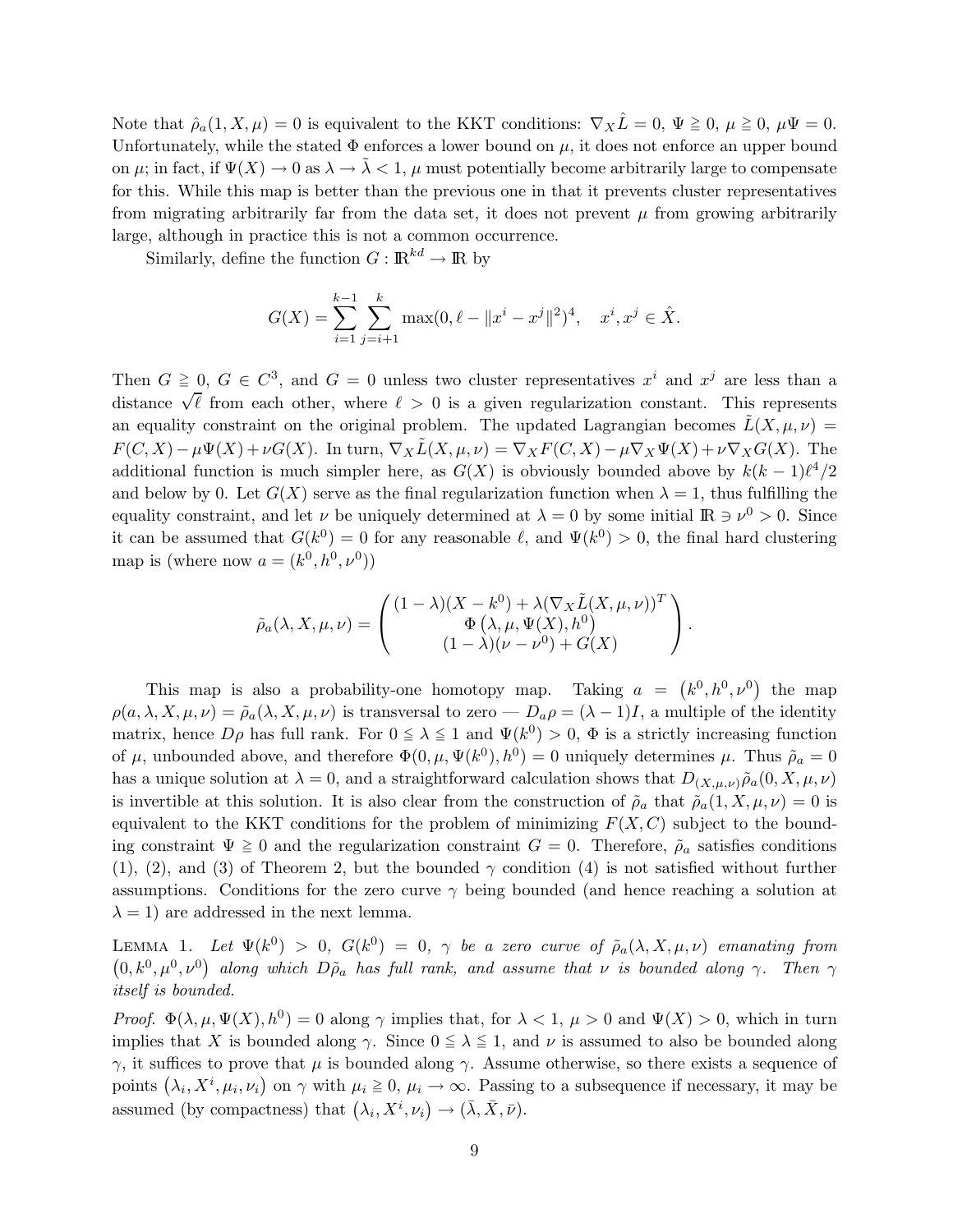Note that $\hat{\rho}_a(1, X, \mu) = 0$ is equivalent to the KKT conditions: $\nabla_X \hat{L} = 0$, $\Psi \geqq 0$, $\mu \geqq 0$, $\mu\Psi = 0$. Unfortunately, while the stated $\Phi$ enforces a lower bound on $\mu$, it does not enforce an upper bound on $\mu$; in fact, if $\Psi(X) \to 0$ as $\lambda \to \tilde{\lambda} < 1$, $\mu$ must potentially become arbitrarily large to compensate for this. While this map is better than the previous one in that it prevents cluster representatives from migrating arbitrarily far from the data set, it does not prevent $\mu$ from growing arbitrarily large, although in practice this is not a common occurrence.

Similarly, define the function $G : \mathbb{R}^{kd} \to \mathbb{R}$ by

$$G(X) = \sum_{i=1}^{k-1} \sum_{j=i+1}^{k} \max(0, \ell - \|x^i - x^j\|^2)^4, \quad x^i, x^j \in \hat{X}.$$

Then $G \geqq 0$, $G \in C^3$, and $G = 0$ unless two cluster representatives $x^i$ and $x^j$ are less than a distance $\sqrt{\ell}$ from each other, where $\ell > 0$ is a given regularization constant. This represents an equality constraint on the original problem. The updated Lagrangian becomes $\tilde{L}(X, \mu, \nu) = F(C, X) - \mu\Psi(X) + \nu G(X)$. In turn, $\nabla_X \tilde{L}(X, \mu, \nu) = \nabla_X F(C, X) - \mu\nabla_X \Psi(X) + \nu\nabla_X G(X)$. The additional function is much simpler here, as $G(X)$ is obviously bounded above by $k(k-1)\ell^4/2$ and below by 0. Let $G(X)$ serve as the final regularization function when $\lambda = 1$, thus fulfilling the equality constraint, and let $\nu$ be uniquely determined at $\lambda = 0$ by some initial $\mathbb{R} \ni \nu^0 > 0$. Since it can be assumed that $G(k^0) = 0$ for any reasonable $\ell$, and $\Psi(k^0) > 0$, the final hard clustering map is (where now $a = (k^0, h^0, \nu^0)$)

$$\tilde{\rho}_a(\lambda, X, \mu, \nu) = \begin{pmatrix} (1-\lambda)(X - k^0) + \lambda(\nabla_X \tilde{L}(X, \mu, \nu))^T \\ \Phi\left(\lambda, \mu, \Psi(X), h^0\right) \\ (1-\lambda)(\nu - \nu^0) + G(X) \end{pmatrix}.$$

This map is also a probability-one homotopy map. Taking $a = \left(k^0, h^0, \nu^0\right)$ the map $\rho(a, \lambda, X, \mu, \nu) = \tilde{\rho}_a(\lambda, X, \mu, \nu)$ is transversal to zero — $D_a\rho = (\lambda - 1)I$, a multiple of the identity matrix, hence $D\rho$ has full rank. For $0 \leqq \lambda \leqq 1$ and $\Psi(k^0) > 0$, $\Phi$ is a strictly increasing function of $\mu$, unbounded above, and therefore $\Phi(0, \mu, \Psi(k^0), h^0) = 0$ uniquely determines $\mu$. Thus $\tilde{\rho}_a = 0$ has a unique solution at $\lambda = 0$, and a straightforward calculation shows that $D_{(X,\mu,\nu)}\tilde{\rho}_a(0, X, \mu, \nu)$ is invertible at this solution. It is also clear from the construction of $\tilde{\rho}_a$ that $\tilde{\rho}_a(1, X, \mu, \nu) = 0$ is equivalent to the KKT conditions for the problem of minimizing $F(X, C)$ subject to the bounding constraint $\Psi \geqq 0$ and the regularization constraint $G = 0$. Therefore, $\tilde{\rho}_a$ satisfies conditions (1), (2), and (3) of Theorem 2, but the bounded $\gamma$ condition (4) is not satisfied without further assumptions. Conditions for the zero curve $\gamma$ being bounded (and hence reaching a solution at $\lambda = 1$) are addressed in the next lemma.

Lemma 1. *Let $\Psi(k^0) > 0$, $G(k^0) = 0$, $\gamma$ be a zero curve of $\tilde{\rho}_a(\lambda, X, \mu, \nu)$ emanating from $\left(0, k^0, \mu^0, \nu^0\right)$ along which $D\tilde{\rho}_a$ has full rank, and assume that $\nu$ is bounded along $\gamma$. Then $\gamma$ itself is bounded.*

*Proof.* $\Phi(\lambda, \mu, \Psi(X), h^0) = 0$ along $\gamma$ implies that, for $\lambda < 1$, $\mu > 0$ and $\Psi(X) > 0$, which in turn implies that $X$ is bounded along $\gamma$. Since $0 \leqq \lambda \leqq 1$, and $\nu$ is assumed to also be bounded along $\gamma$, it suffices to prove that $\mu$ is bounded along $\gamma$. Assume otherwise, so there exists a sequence of points $\left(\lambda_i, X^i, \mu_i, \nu_i\right)$ on $\gamma$ with $\mu_i \geqq 0$, $\mu_i \to \infty$. Passing to a subsequence if necessary, it may be assumed (by compactness) that $\left(\lambda_i, X^i, \nu_i\right) \to (\bar{\lambda}, \bar{X}, \bar{\nu})$.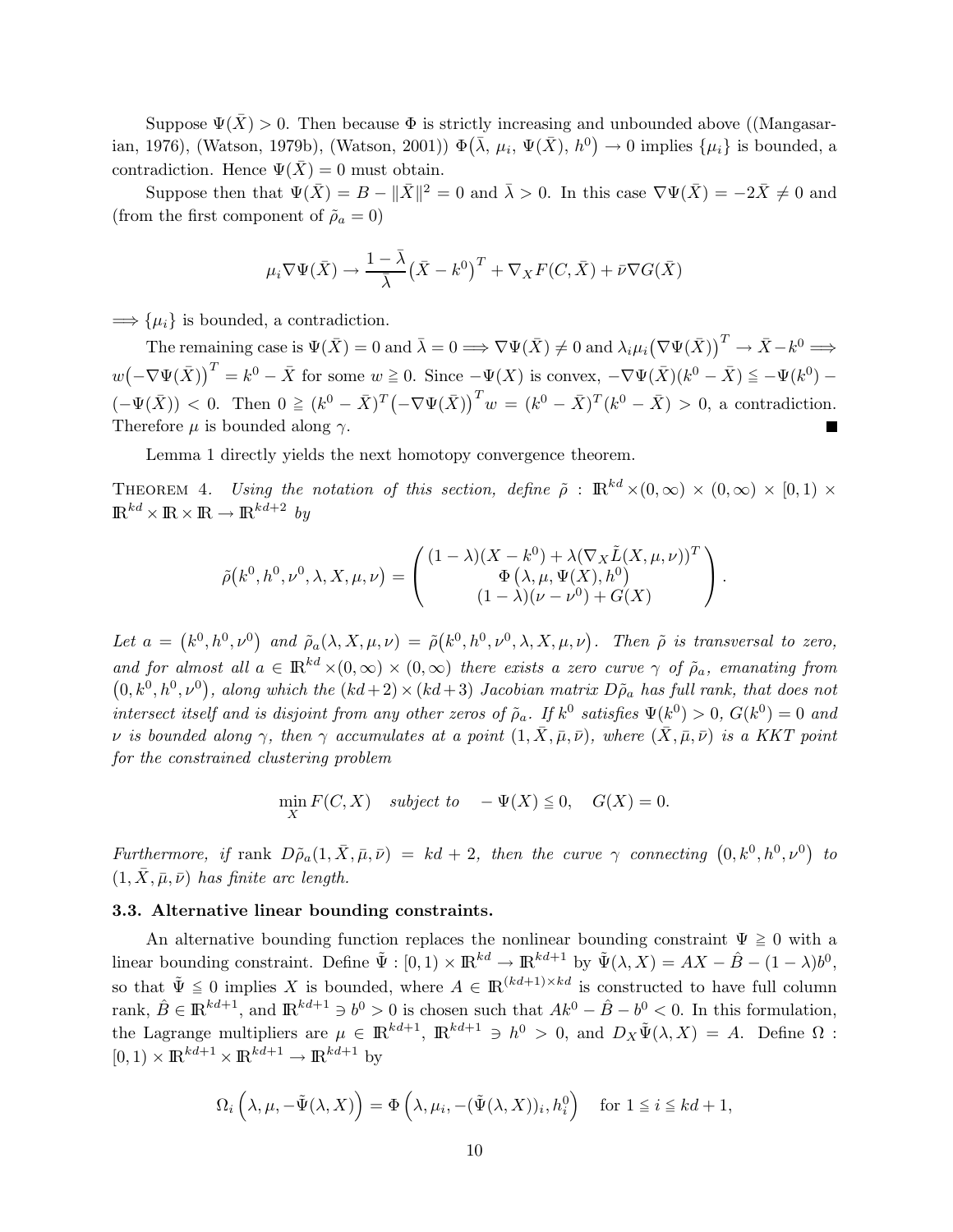Suppose $\Psi(\bar{X}) > 0$. Then because $\Phi$ is strictly increasing and unbounded above ((Mangasarian, 1976), (Watson, 1979b), (Watson, 2001)) $\Phi(\bar{\lambda}, \mu_i, \Psi(\bar{X}), h^0) \to 0$ implies $\{\mu_i\}$ is bounded, a contradiction. Hence $\Psi(\bar{X}) = 0$ must obtain.

Suppose then that $\Psi(\bar{X}) = B - \|\bar{X}\|^2 = 0$ and $\bar{\lambda} > 0$. In this case $\nabla\Psi(\bar{X}) = -2\bar{X} \neq 0$ and (from the first component of $\tilde{\rho}_a = 0$)

$$\mu_i \nabla\Psi(\bar{X}) \to \frac{1-\bar{\lambda}}{\bar{\lambda}}\big(\bar{X} - k^0\big)^T + \nabla_X F(C, \bar{X}) + \bar{\nu}\nabla G(\bar{X})$$

$\Longrightarrow \{\mu_i\}$ is bounded, a contradiction.

The remaining case is $\Psi(\bar{X}) = 0$ and $\bar{\lambda} = 0 \Longrightarrow \nabla\Psi(\bar{X}) \neq 0$ and $\lambda_i\mu_i\big(\nabla\Psi(\bar{X})\big)^T \to \bar{X} - k^0 \Longrightarrow w\big(-\nabla\Psi(\bar{X})\big)^T = k^0 - \bar{X}$ for some $w \geqq 0$. Since $-\Psi(X)$ is convex, $-\nabla\Psi(\bar{X})(k^0 - \bar{X}) \leqq -\Psi(k^0) - (-\Psi(\bar{X})) < 0$. Then $0 \geqq (k^0 - \bar{X})^T\big(-\nabla\Psi(\bar{X})\big)^T w = (k^0 - \bar{X})^T(k^0 - \bar{X}) > 0$, a contradiction. Therefore $\mu$ is bounded along $\gamma$. ■

Lemma 1 directly yields the next homotopy convergence theorem.

THEOREM 4. *Using the notation of this section, define* $\tilde{\rho} : \mathbb{R}^{kd} \times (0,\infty) \times (0,\infty) \times [0,1) \times \mathbb{R}^{kd} \times \mathbb{R} \times \mathbb{R} \to \mathbb{R}^{kd+2}$ *by*

$$\tilde{\rho}\big(k^0, h^0, \nu^0, \lambda, X, \mu, \nu\big) = \begin{pmatrix} (1-\lambda)(X - k^0) + \lambda(\nabla_X \tilde{L}(X, \mu, \nu))^T \\ \Phi\big(\lambda, \mu, \Psi(X), h^0\big) \\ (1-\lambda)(\nu - \nu^0) + G(X) \end{pmatrix}.$$

*Let* $a = \big(k^0, h^0, \nu^0\big)$ *and* $\tilde{\rho}_a(\lambda, X, \mu, \nu) = \tilde{\rho}\big(k^0, h^0, \nu^0, \lambda, X, \mu, \nu\big)$. *Then* $\tilde{\rho}$ *is transversal to zero, and for almost all* $a \in \mathbb{R}^{kd} \times (0,\infty) \times (0,\infty)$ *there exists a zero curve* $\gamma$ *of* $\tilde{\rho}_a$*, emanating from* $\big(0, k^0, h^0, \nu^0\big)$*, along which the* $(kd+2) \times (kd+3)$ *Jacobian matrix* $D\tilde{\rho}_a$ *has full rank, that does not intersect itself and is disjoint from any other zeros of* $\tilde{\rho}_a$*. If* $k^0$ *satisfies* $\Psi(k^0) > 0$*,* $G(k^0) = 0$ *and* $\nu$ *is bounded along* $\gamma$*, then* $\gamma$ *accumulates at a point* $(1, \bar{X}, \bar{\mu}, \bar{\nu})$*, where* $(\bar{X}, \bar{\mu}, \bar{\nu})$ *is a KKT point for the constrained clustering problem*

$$\min_X F(C, X) \quad \text{subject to} \quad -\Psi(X) \leqq 0, \quad G(X) = 0.$$

*Furthermore, if* rank $D\tilde{\rho}_a(1, \bar{X}, \bar{\mu}, \bar{\nu}) = kd + 2$*, then the curve* $\gamma$ *connecting* $\big(0, k^0, h^0, \nu^0\big)$ *to* $(1, \bar{X}, \bar{\mu}, \bar{\nu})$ *has finite arc length.*

### 3.3. Alternative linear bounding constraints.

An alternative bounding function replaces the nonlinear bounding constraint $\Psi \geqq 0$ with a linear bounding constraint. Define $\tilde{\Psi} : [0,1) \times \mathbb{R}^{kd} \to \mathbb{R}^{kd+1}$ by $\tilde{\Psi}(\lambda, X) = AX - \hat{B} - (1-\lambda)b^0$, so that $\tilde{\Psi} \leqq 0$ implies $X$ is bounded, where $A \in \mathbb{R}^{(kd+1)\times kd}$ is constructed to have full column rank, $\hat{B} \in \mathbb{R}^{kd+1}$, and $\mathbb{R}^{kd+1} \ni b^0 > 0$ is chosen such that $Ak^0 - \hat{B} - b^0 < 0$. In this formulation, the Lagrange multipliers are $\mu \in \mathbb{R}^{kd+1}$, $\mathbb{R}^{kd+1} \ni h^0 > 0$, and $D_X\tilde{\Psi}(\lambda, X) = A$. Define $\Omega : [0,1) \times \mathbb{R}^{kd+1} \times \mathbb{R}^{kd+1} \to \mathbb{R}^{kd+1}$ by

$$\Omega_i\left(\lambda, \mu, -\tilde{\Psi}(\lambda, X)\right) = \Phi\left(\lambda, \mu_i, -(\tilde{\Psi}(\lambda, X))_i, h_i^0\right) \quad \text{for } 1 \leqq i \leqq kd+1,$$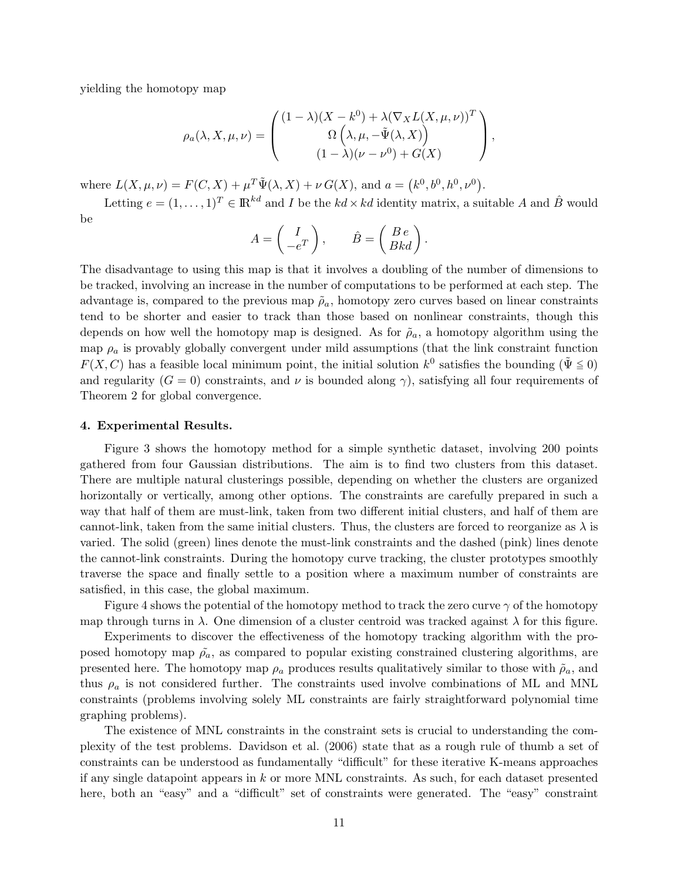yielding the homotopy map

$$\rho_a(\lambda, X, \mu, \nu) = \begin{pmatrix} (1-\lambda)(X - k^0) + \lambda(\nabla_X L(X, \mu, \nu))^T \\ \Omega\left(\lambda, \mu, -\tilde{\Psi}(\lambda, X)\right) \\ (1-\lambda)(\nu - \nu^0) + G(X) \end{pmatrix},$$

where $L(X, \mu, \nu) = F(C, X) + \mu^T \tilde{\Psi}(\lambda, X) + \nu\, G(X)$, and $a = \left(k^0, b^0, h^0, \nu^0\right)$.

Letting $e = (1, \ldots, 1)^T \in \mathbb{R}^{kd}$ and $I$ be the $kd \times kd$ identity matrix, a suitable $A$ and $\hat{B}$ would be

$$A = \begin{pmatrix} I \\ -e^T \end{pmatrix}, \qquad \hat{B} = \begin{pmatrix} B\,e \\ Bkd \end{pmatrix}.$$

The disadvantage to using this map is that it involves a doubling of the number of dimensions to be tracked, involving an increase in the number of computations to be performed at each step. The advantage is, compared to the previous map $\tilde{\rho}_a$, homotopy zero curves based on linear constraints tend to be shorter and easier to track than those based on nonlinear constraints, though this depends on how well the homotopy map is designed. As for $\tilde{\rho}_a$, a homotopy algorithm using the map $\rho_a$ is provably globally convergent under mild assumptions (that the link constraint function $F(X, C)$ has a feasible local minimum point, the initial solution $k^0$ satisfies the bounding ($\tilde{\Psi} \leqq 0$) and regularity ($G = 0$) constraints, and $\nu$ is bounded along $\gamma$), satisfying all four requirements of Theorem 2 for global convergence.

## 4. Experimental Results.

Figure 3 shows the homotopy method for a simple synthetic dataset, involving 200 points gathered from four Gaussian distributions. The aim is to find two clusters from this dataset. There are multiple natural clusterings possible, depending on whether the clusters are organized horizontally or vertically, among other options. The constraints are carefully prepared in such a way that half of them are must-link, taken from two different initial clusters, and half of them are cannot-link, taken from the same initial clusters. Thus, the clusters are forced to reorganize as $\lambda$ is varied. The solid (green) lines denote the must-link constraints and the dashed (pink) lines denote the cannot-link constraints. During the homotopy curve tracking, the cluster prototypes smoothly traverse the space and finally settle to a position where a maximum number of constraints are satisfied, in this case, the global maximum.

Figure 4 shows the potential of the homotopy method to track the zero curve $\gamma$ of the homotopy map through turns in $\lambda$. One dimension of a cluster centroid was tracked against $\lambda$ for this figure.

Experiments to discover the effectiveness of the homotopy tracking algorithm with the proposed homotopy map $\tilde{\rho}_a$, as compared to popular existing constrained clustering algorithms, are presented here. The homotopy map $\rho_a$ produces results qualitatively similar to those with $\tilde{\rho}_a$, and thus $\rho_a$ is not considered further. The constraints used involve combinations of ML and MNL constraints (problems involving solely ML constraints are fairly straightforward polynomial time graphing problems).

The existence of MNL constraints in the constraint sets is crucial to understanding the complexity of the test problems. Davidson et al. (2006) state that as a rough rule of thumb a set of constraints can be understood as fundamentally "difficult" for these iterative K-means approaches if any single datapoint appears in $k$ or more MNL constraints. As such, for each dataset presented here, both an "easy" and a "difficult" set of constraints were generated. The "easy" constraint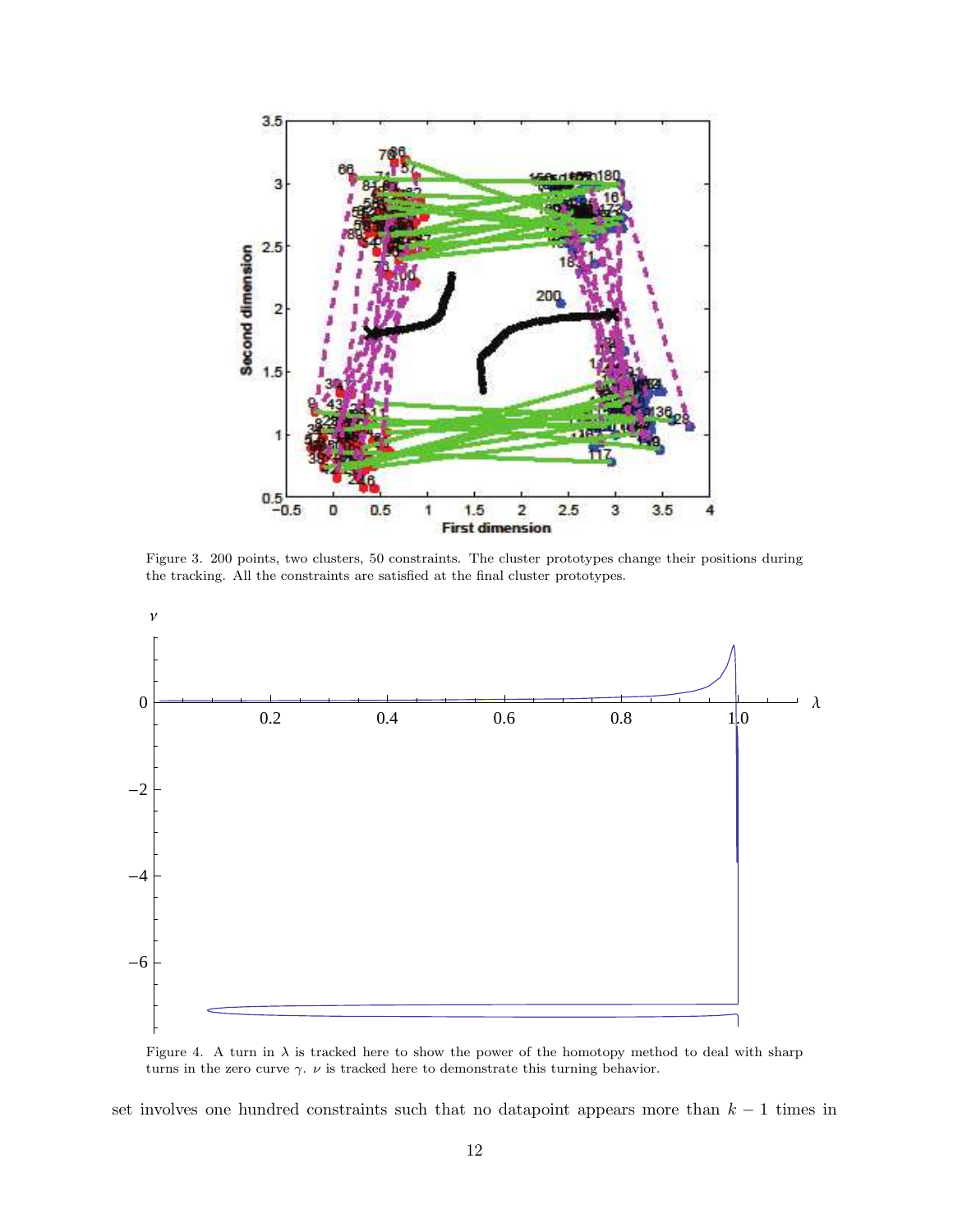Figure 3. 200 points, two clusters, 50 constraints. The cluster prototypes change their positions during the tracking. All the constraints are satisfied at the final cluster prototypes.

Figure 4. A turn in $\lambda$ is tracked here to show the power of the homotopy method to deal with sharp turns in the zero curve $\gamma$. $\nu$ is tracked here to demonstrate this turning behavior.

set involves one hundred constraints such that no datapoint appears more than $k - 1$ times in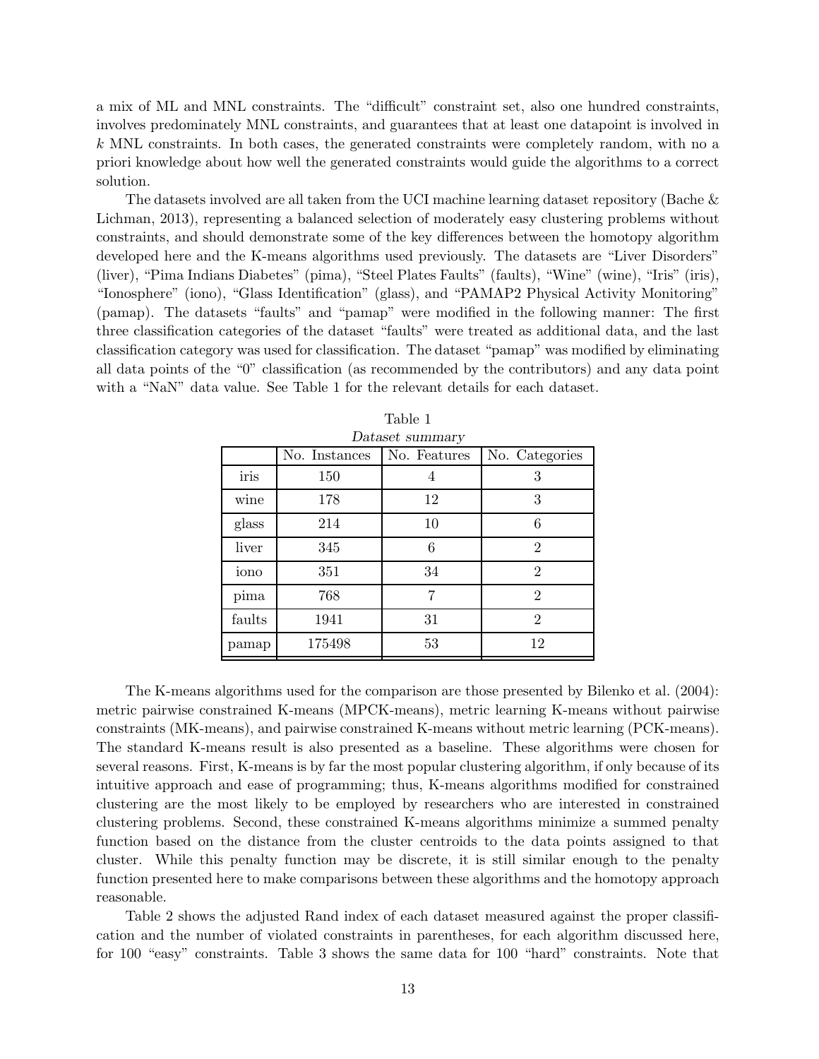a mix of ML and MNL constraints. The "difficult" constraint set, also one hundred constraints, involves predominately MNL constraints, and guarantees that at least one datapoint is involved in $k$ MNL constraints. In both cases, the generated constraints were completely random, with no a priori knowledge about how well the generated constraints would guide the algorithms to a correct solution.

The datasets involved are all taken from the UCI machine learning dataset repository (Bache & Lichman, 2013), representing a balanced selection of moderately easy clustering problems without constraints, and should demonstrate some of the key differences between the homotopy algorithm developed here and the K-means algorithms used previously. The datasets are "Liver Disorders" (liver), "Pima Indians Diabetes" (pima), "Steel Plates Faults" (faults), "Wine" (wine), "Iris" (iris), "Ionosphere" (iono), "Glass Identification" (glass), and "PAMAP2 Physical Activity Monitoring" (pamap). The datasets "faults" and "pamap" were modified in the following manner: The first three classification categories of the dataset "faults" were treated as additional data, and the last classification category was used for classification. The dataset "pamap" was modified by eliminating all data points of the "0" classification (as recommended by the contributors) and any data point with a "NaN" data value. See Table 1 for the relevant details for each dataset.

Table 1
*Dataset summary*

| | No. Instances | No. Features | No. Categories |
|---|---|---|---|
| iris | 150 | 4 | 3 |
| wine | 178 | 12 | 3 |
| glass | 214 | 10 | 6 |
| liver | 345 | 6 | 2 |
| iono | 351 | 34 | 2 |
| pima | 768 | 7 | 2 |
| faults | 1941 | 31 | 2 |
| pamap | 175498 | 53 | 12 |

The K-means algorithms used for the comparison are those presented by Bilenko et al. (2004): metric pairwise constrained K-means (MPCK-means), metric learning K-means without pairwise constraints (MK-means), and pairwise constrained K-means without metric learning (PCK-means). The standard K-means result is also presented as a baseline. These algorithms were chosen for several reasons. First, K-means is by far the most popular clustering algorithm, if only because of its intuitive approach and ease of programming; thus, K-means algorithms modified for constrained clustering are the most likely to be employed by researchers who are interested in constrained clustering problems. Second, these constrained K-means algorithms minimize a summed penalty function based on the distance from the cluster centroids to the data points assigned to that cluster. While this penalty function may be discrete, it is still similar enough to the penalty function presented here to make comparisons between these algorithms and the homotopy approach reasonable.

Table 2 shows the adjusted Rand index of each dataset measured against the proper classification and the number of violated constraints in parentheses, for each algorithm discussed here, for 100 "easy" constraints. Table 3 shows the same data for 100 "hard" constraints. Note that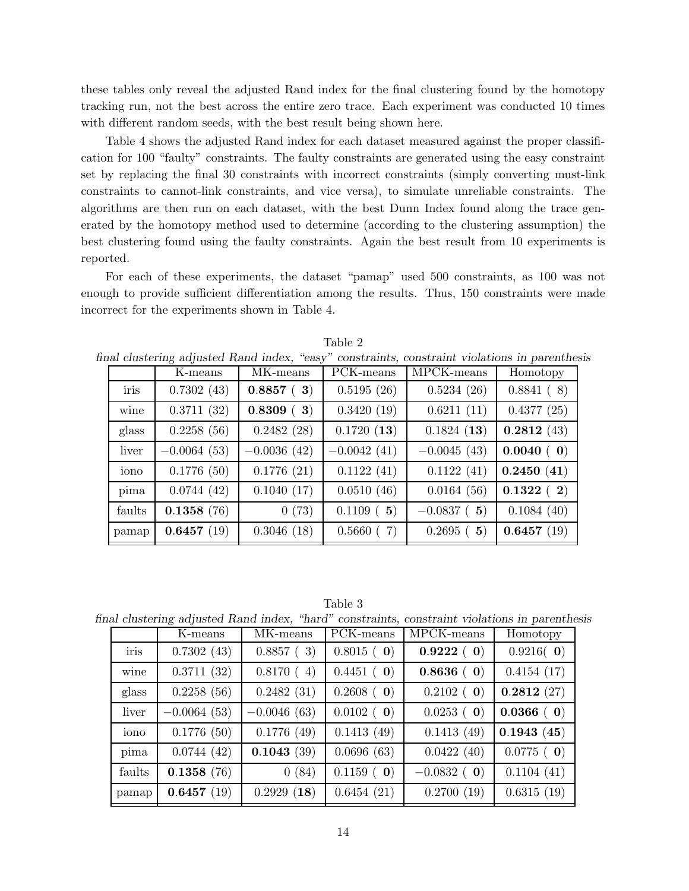these tables only reveal the adjusted Rand index for the final clustering found by the homotopy tracking run, not the best across the entire zero trace. Each experiment was conducted 10 times with different random seeds, with the best result being shown here.

Table 4 shows the adjusted Rand index for each dataset measured against the proper classification for 100 "faulty" constraints. The faulty constraints are generated using the easy constraint set by replacing the final 30 constraints with incorrect constraints (simply converting must-link constraints to cannot-link constraints, and vice versa), to simulate unreliable constraints. The algorithms are then run on each dataset, with the best Dunn Index found along the trace generated by the homotopy method used to determine (according to the clustering assumption) the best clustering found using the faulty constraints. Again the best result from 10 experiments is reported.

For each of these experiments, the dataset "pamap" used 500 constraints, as 100 was not enough to provide sufficient differentiation among the results. Thus, 150 constraints were made incorrect for the experiments shown in Table 4.

Table 2

*final clustering adjusted Rand index, "easy" constraints, constraint violations in parenthesis*

| | K-means | MK-means | PCK-means | MPCK-means | Homotopy |
|---|---|---|---|---|---|
| iris | 0.7302 (43) | **0.8857** ( **3**) | 0.5195 (26) | 0.5234 (26) | 0.8841 ( 8) |
| wine | 0.3711 (32) | **0.8309** ( **3**) | 0.3420 (19) | 0.6211 (11) | 0.4377 (25) |
| glass | 0.2258 (56) | 0.2482 (28) | 0.1720 (**13**) | 0.1824 (**13**) | **0.2812** (43) |
| liver | −0.0064 (53) | −0.0036 (42) | −0.0042 (41) | −0.0045 (43) | **0.0040** ( **0**) |
| iono | 0.1776 (50) | 0.1776 (21) | 0.1122 (41) | 0.1122 (41) | **0.2450** (**41**) |
| pima | 0.0744 (42) | 0.1040 (17) | 0.0510 (46) | 0.0164 (56) | **0.1322** ( **2**) |
| faults | **0.1358** (76) | 0 (73) | 0.1109 ( **5**) | −0.0837 ( **5**) | 0.1084 (40) |
| pamap | **0.6457** (19) | 0.3046 (18) | 0.5660 ( 7) | 0.2695 ( **5**) | **0.6457** (19) |

Table 3

*final clustering adjusted Rand index, "hard" constraints, constraint violations in parenthesis*

| | K-means | MK-means | PCK-means | MPCK-means | Homotopy |
|---|---|---|---|---|---|
| iris | 0.7302 (43) | 0.8857 ( 3) | 0.8015 ( **0**) | **0.9222** ( **0**) | 0.9216( **0**) |
| wine | 0.3711 (32) | 0.8170 ( 4) | 0.4451 ( **0**) | **0.8636** ( **0**) | 0.4154 (17) |
| glass | 0.2258 (56) | 0.2482 (31) | 0.2608 ( **0**) | 0.2102 ( **0**) | **0.2812** (27) |
| liver | −0.0064 (53) | −0.0046 (63) | 0.0102 ( **0**) | 0.0253 ( **0**) | **0.0366** ( **0**) |
| iono | 0.1776 (50) | 0.1776 (49) | 0.1413 (49) | 0.1413 (49) | **0.1943** (**45**) |
| pima | 0.0744 (42) | **0.1043** (39) | 0.0696 (63) | 0.0422 (40) | 0.0775 ( **0**) |
| faults | **0.1358** (76) | 0 (84) | 0.1159 ( **0**) | −0.0832 ( **0**) | 0.1104 (41) |
| pamap | **0.6457** (19) | 0.2929 (**18**) | 0.6454 (21) | 0.2700 (19) | 0.6315 (19) |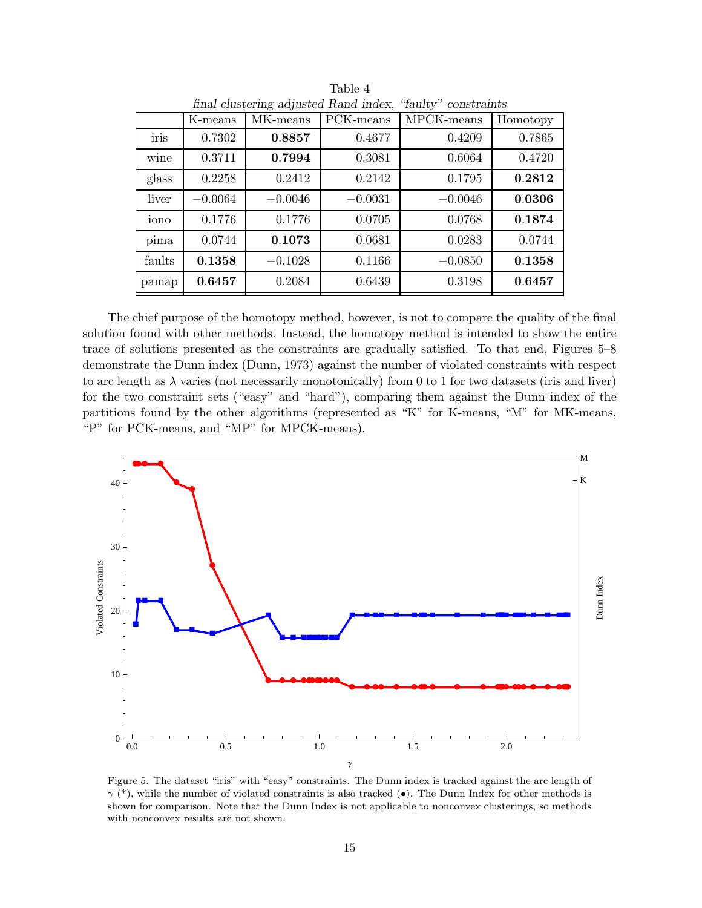Table 4
*final clustering adjusted Rand index, "faulty" constraints*

| | K-means | MK-means | PCK-means | MPCK-means | Homotopy |
|---|---|---|---|---|---|
| iris | 0.7302 | **0.8857** | 0.4677 | 0.4209 | 0.7865 |
| wine | 0.3711 | **0.7994** | 0.3081 | 0.6064 | 0.4720 |
| glass | 0.2258 | 0.2412 | 0.2142 | 0.1795 | **0.2812** |
| liver | −0.0064 | −0.0046 | −0.0031 | −0.0046 | **0.0306** |
| iono | 0.1776 | 0.1776 | 0.0705 | 0.0768 | **0.1874** |
| pima | 0.0744 | **0.1073** | 0.0681 | 0.0283 | 0.0744 |
| faults | **0.1358** | −0.1028 | 0.1166 | −0.0850 | **0.1358** |
| pamap | **0.6457** | 0.2084 | 0.6439 | 0.3198 | **0.6457** |

The chief purpose of the homotopy method, however, is not to compare the quality of the final solution found with other methods. Instead, the homotopy method is intended to show the entire trace of solutions presented as the constraints are gradually satisfied. To that end, Figures 5–8 demonstrate the Dunn index (Dunn, 1973) against the number of violated constraints with respect to arc length as $\lambda$ varies (not necessarily monotonically) from 0 to 1 for two datasets (iris and liver) for the two constraint sets ("easy" and "hard"), comparing them against the Dunn index of the partitions found by the other algorithms (represented as "K" for K-means, "M" for MK-means, "P" for PCK-means, and "MP" for MPCK-means).

Figure 5. The dataset "iris" with "easy" constraints. The Dunn index is tracked against the arc length of $\gamma$ (*), while the number of violated constraints is also tracked (•). The Dunn Index for other methods is shown for comparison. Note that the Dunn Index is not applicable to nonconvex clusterings, so methods with nonconvex results are not shown.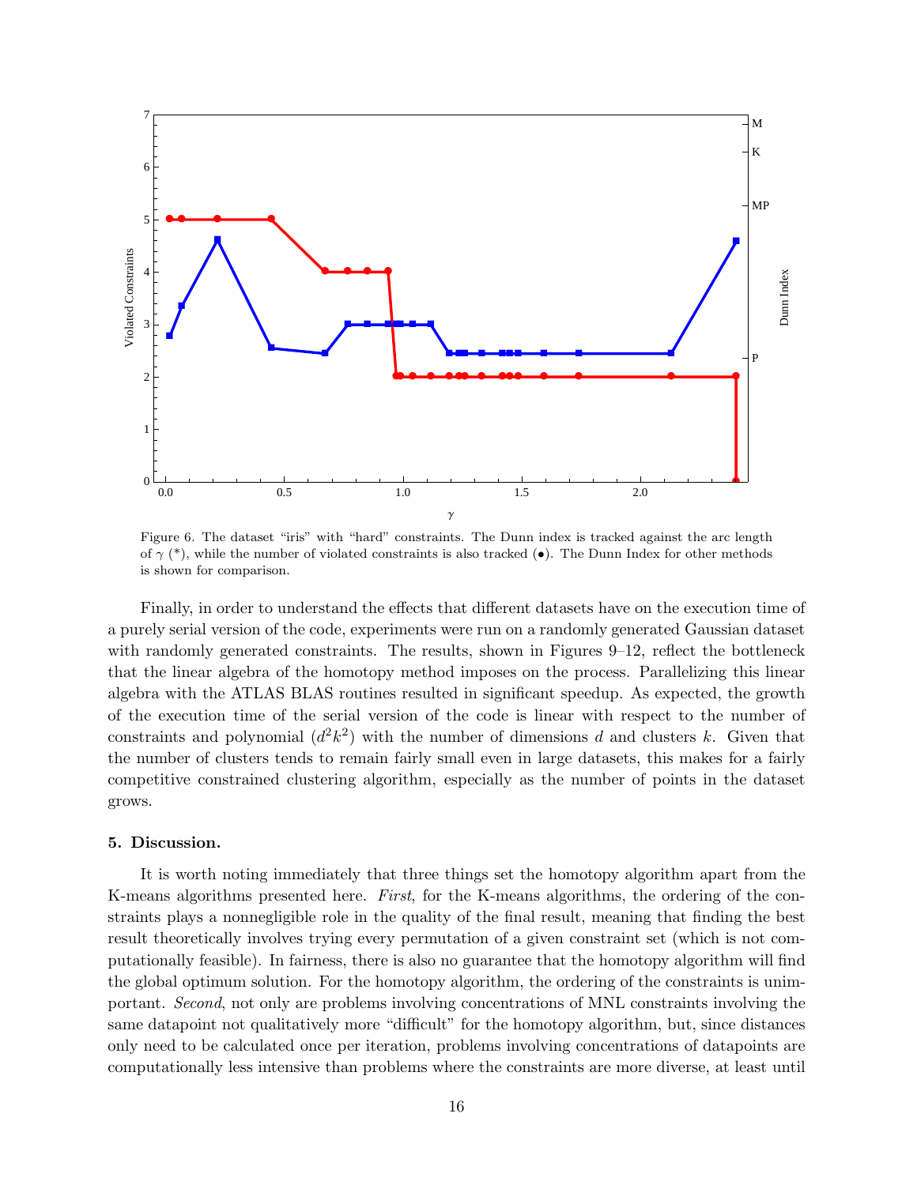Figure 6. The dataset “iris” with “hard” constraints. The Dunn index is tracked against the arc length of $\gamma$ (*), while the number of violated constraints is also tracked (•). The Dunn Index for other methods is shown for comparison.

Finally, in order to understand the effects that different datasets have on the execution time of a purely serial version of the code, experiments were run on a randomly generated Gaussian dataset with randomly generated constraints. The results, shown in Figures 9–12, reflect the bottleneck that the linear algebra of the homotopy method imposes on the process. Parallelizing this linear algebra with the ATLAS BLAS routines resulted in significant speedup. As expected, the growth of the execution time of the serial version of the code is linear with respect to the number of constraints and polynomial ($d^2k^2$) with the number of dimensions $d$ and clusters $k$. Given that the number of clusters tends to remain fairly small even in large datasets, this makes for a fairly competitive constrained clustering algorithm, especially as the number of points in the dataset grows.

## 5. Discussion.

It is worth noting immediately that three things set the homotopy algorithm apart from the K-means algorithms presented here. *First*, for the K-means algorithms, the ordering of the constraints plays a nonnegligible role in the quality of the final result, meaning that finding the best result theoretically involves trying every permutation of a given constraint set (which is not computationally feasible). In fairness, there is also no guarantee that the homotopy algorithm will find the global optimum solution. For the homotopy algorithm, the ordering of the constraints is unimportant. *Second*, not only are problems involving concentrations of MNL constraints involving the same datapoint not qualitatively more “difficult” for the homotopy algorithm, but, since distances only need to be calculated once per iteration, problems involving concentrations of datapoints are computationally less intensive than problems where the constraints are more diverse, at least until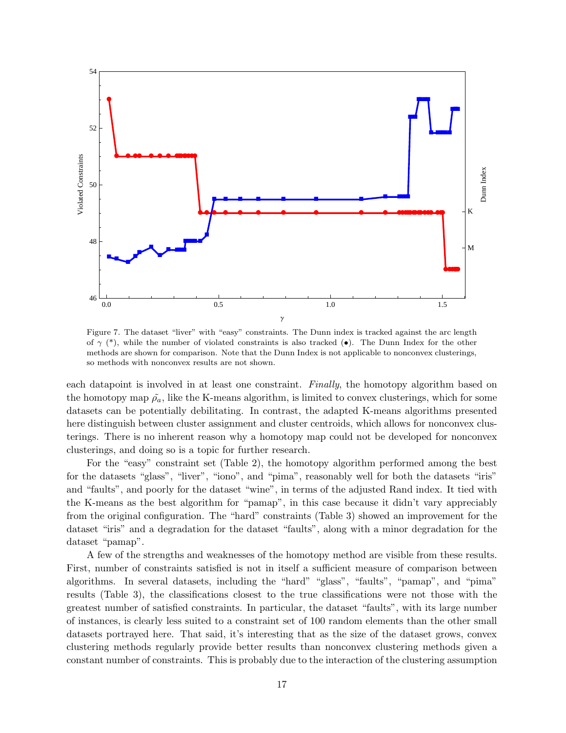Figure 7. The dataset "liver" with "easy" constraints. The Dunn index is tracked against the arc length of $\gamma$ (*), while the number of violated constraints is also tracked (•). The Dunn Index for the other methods are shown for comparison. Note that the Dunn Index is not applicable to nonconvex clusterings, so methods with nonconvex results are not shown.

each datapoint is involved in at least one constraint. *Finally*, the homotopy algorithm based on the homotopy map $\tilde{\rho_a}$, like the K-means algorithm, is limited to convex clusterings, which for some datasets can be potentially debilitating. In contrast, the adapted K-means algorithms presented here distinguish between cluster assignment and cluster centroids, which allows for nonconvex clusterings. There is no inherent reason why a homotopy map could not be developed for nonconvex clusterings, and doing so is a topic for further research.

For the "easy" constraint set (Table 2), the homotopy algorithm performed among the best for the datasets "glass", "liver", "iono", and "pima", reasonably well for both the datasets "iris" and "faults", and poorly for the dataset "wine", in terms of the adjusted Rand index. It tied with the K-means as the best algorithm for "pamap", in this case because it didn't vary appreciably from the original configuration. The "hard" constraints (Table 3) showed an improvement for the dataset "iris" and a degradation for the dataset "faults", along with a minor degradation for the dataset "pamap".

A few of the strengths and weaknesses of the homotopy method are visible from these results. First, number of constraints satisfied is not in itself a sufficient measure of comparison between algorithms. In several datasets, including the "hard" "glass", "faults", "pamap", and "pima" results (Table 3), the classifications closest to the true classifications were not those with the greatest number of satisfied constraints. In particular, the dataset "faults", with its large number of instances, is clearly less suited to a constraint set of 100 random elements than the other small datasets portrayed here. That said, it's interesting that as the size of the dataset grows, convex clustering methods regularly provide better results than nonconvex clustering methods given a constant number of constraints. This is probably due to the interaction of the clustering assumption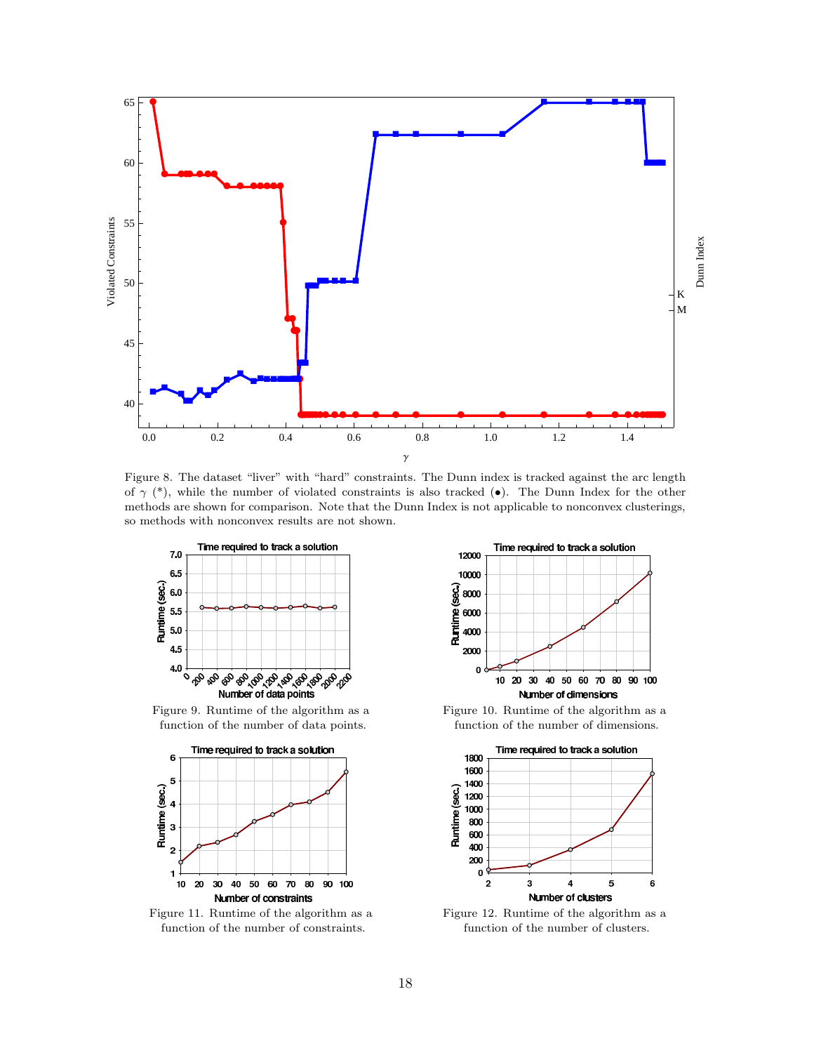Figure 8. The dataset "liver" with "hard" constraints. The Dunn index is tracked against the arc length of $\gamma$ (*), while the number of violated constraints is also tracked (•). The Dunn Index for the other methods are shown for comparison. Note that the Dunn Index is not applicable to nonconvex clusterings, so methods with nonconvex results are not shown.

Figure 9. Runtime of the algorithm as a function of the number of data points.

Figure 10. Runtime of the algorithm as a function of the number of dimensions.

Figure 11. Runtime of the algorithm as a function of the number of constraints.

Figure 12. Runtime of the algorithm as a function of the number of clusters.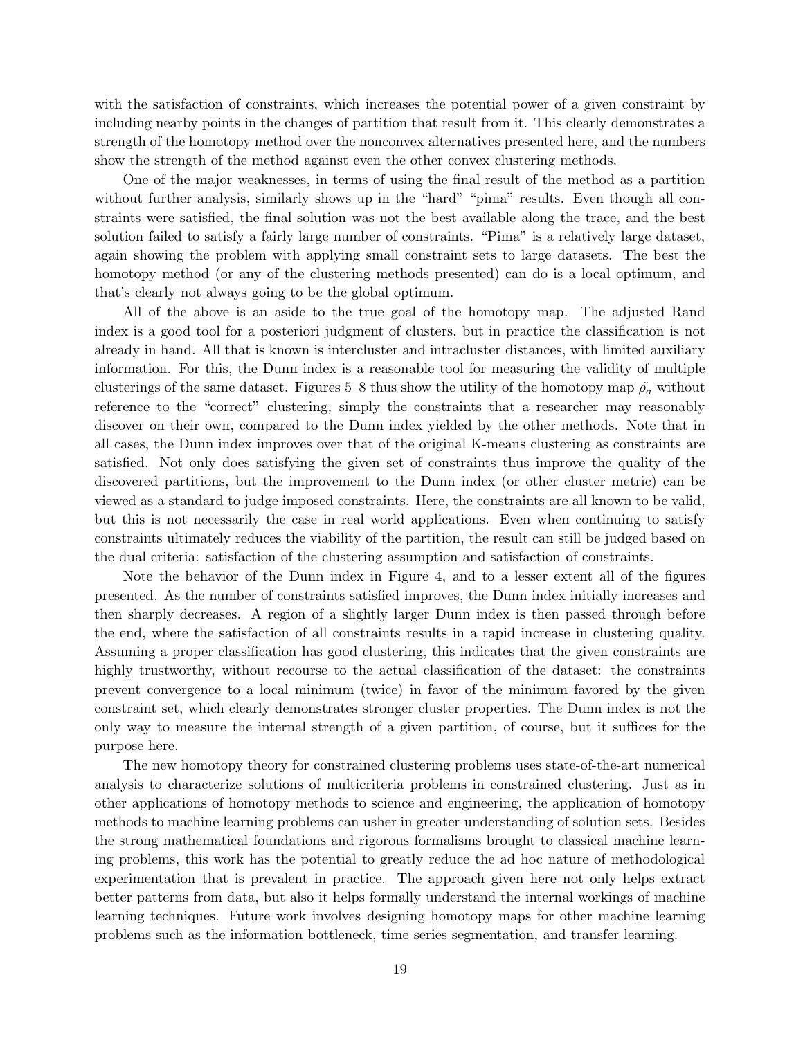with the satisfaction of constraints, which increases the potential power of a given constraint by including nearby points in the changes of partition that result from it. This clearly demonstrates a strength of the homotopy method over the nonconvex alternatives presented here, and the numbers show the strength of the method against even the other convex clustering methods.

One of the major weaknesses, in terms of using the final result of the method as a partition without further analysis, similarly shows up in the "hard" "pima" results. Even though all constraints were satisfied, the final solution was not the best available along the trace, and the best solution failed to satisfy a fairly large number of constraints. "Pima" is a relatively large dataset, again showing the problem with applying small constraint sets to large datasets. The best the homotopy method (or any of the clustering methods presented) can do is a local optimum, and that's clearly not always going to be the global optimum.

All of the above is an aside to the true goal of the homotopy map. The adjusted Rand index is a good tool for a posteriori judgment of clusters, but in practice the classification is not already in hand. All that is known is intercluster and intracluster distances, with limited auxiliary information. For this, the Dunn index is a reasonable tool for measuring the validity of multiple clusterings of the same dataset. Figures 5–8 thus show the utility of the homotopy map $\tilde{\rho_a}$ without reference to the "correct" clustering, simply the constraints that a researcher may reasonably discover on their own, compared to the Dunn index yielded by the other methods. Note that in all cases, the Dunn index improves over that of the original K-means clustering as constraints are satisfied. Not only does satisfying the given set of constraints thus improve the quality of the discovered partitions, but the improvement to the Dunn index (or other cluster metric) can be viewed as a standard to judge imposed constraints. Here, the constraints are all known to be valid, but this is not necessarily the case in real world applications. Even when continuing to satisfy constraints ultimately reduces the viability of the partition, the result can still be judged based on the dual criteria: satisfaction of the clustering assumption and satisfaction of constraints.

Note the behavior of the Dunn index in Figure 4, and to a lesser extent all of the figures presented. As the number of constraints satisfied improves, the Dunn index initially increases and then sharply decreases. A region of a slightly larger Dunn index is then passed through before the end, where the satisfaction of all constraints results in a rapid increase in clustering quality. Assuming a proper classification has good clustering, this indicates that the given constraints are highly trustworthy, without recourse to the actual classification of the dataset: the constraints prevent convergence to a local minimum (twice) in favor of the minimum favored by the given constraint set, which clearly demonstrates stronger cluster properties. The Dunn index is not the only way to measure the internal strength of a given partition, of course, but it suffices for the purpose here.

The new homotopy theory for constrained clustering problems uses state-of-the-art numerical analysis to characterize solutions of multicriteria problems in constrained clustering. Just as in other applications of homotopy methods to science and engineering, the application of homotopy methods to machine learning problems can usher in greater understanding of solution sets. Besides the strong mathematical foundations and rigorous formalisms brought to classical machine learning problems, this work has the potential to greatly reduce the ad hoc nature of methodological experimentation that is prevalent in practice. The approach given here not only helps extract better patterns from data, but also it helps formally understand the internal workings of machine learning techniques. Future work involves designing homotopy maps for other machine learning problems such as the information bottleneck, time series segmentation, and transfer learning.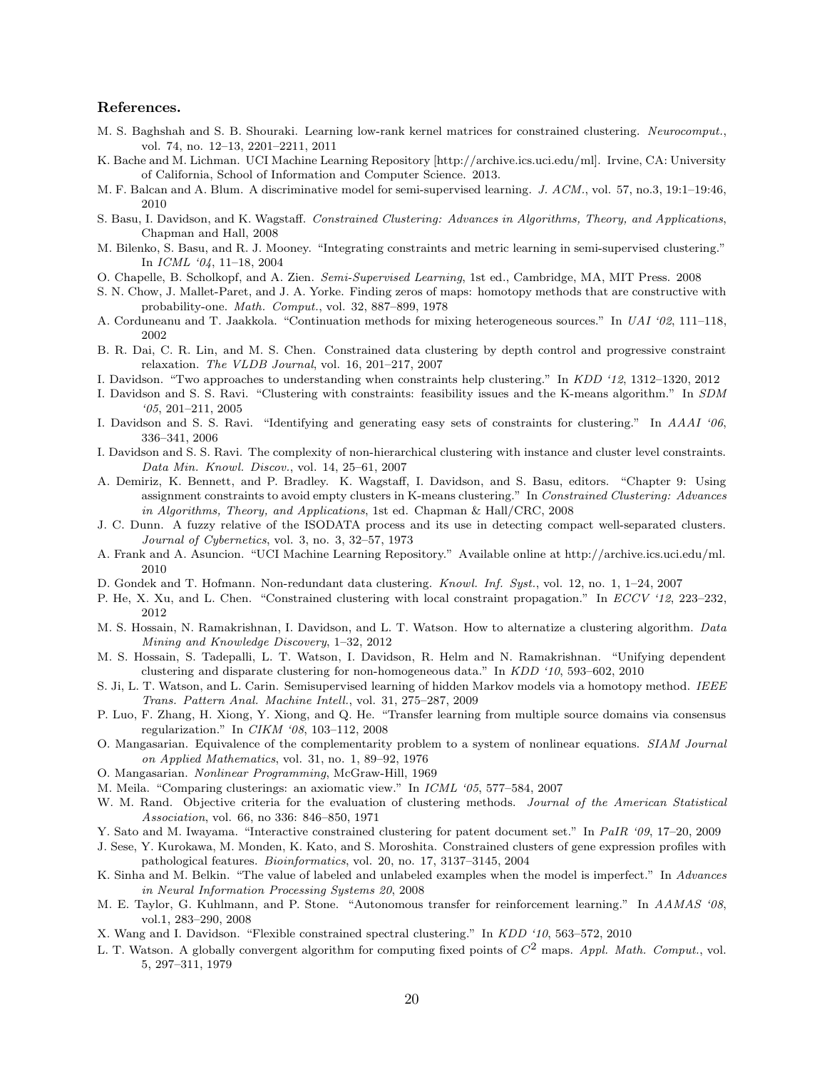### References.

M. S. Baghshah and S. B. Shouraki. Learning low-rank kernel matrices for constrained clustering. *Neurocomput.*, vol. 74, no. 12–13, 2201–2211, 2011

K. Bache and M. Lichman. UCI Machine Learning Repository [http://archive.ics.uci.edu/ml]. Irvine, CA: University of California, School of Information and Computer Science. 2013.

M. F. Balcan and A. Blum. A discriminative model for semi-supervised learning. *J. ACM.*, vol. 57, no.3, 19:1–19:46, 2010

S. Basu, I. Davidson, and K. Wagstaff. *Constrained Clustering: Advances in Algorithms, Theory, and Applications*, Chapman and Hall, 2008

M. Bilenko, S. Basu, and R. J. Mooney. "Integrating constraints and metric learning in semi-supervised clustering." In *ICML '04*, 11–18, 2004

O. Chapelle, B. Scholkopf, and A. Zien. *Semi-Supervised Learning*, 1st ed., Cambridge, MA, MIT Press. 2008

S. N. Chow, J. Mallet-Paret, and J. A. Yorke. Finding zeros of maps: homotopy methods that are constructive with probability-one. *Math. Comput.*, vol. 32, 887–899, 1978

A. Corduneanu and T. Jaakkola. "Continuation methods for mixing heterogeneous sources." In *UAI '02*, 111–118, 2002

B. R. Dai, C. R. Lin, and M. S. Chen. Constrained data clustering by depth control and progressive constraint relaxation. *The VLDB Journal*, vol. 16, 201–217, 2007

I. Davidson. "Two approaches to understanding when constraints help clustering." In *KDD '12*, 1312–1320, 2012

I. Davidson and S. S. Ravi. "Clustering with constraints: feasibility issues and the K-means algorithm." In *SDM '05*, 201–211, 2005

I. Davidson and S. S. Ravi. "Identifying and generating easy sets of constraints for clustering." In *AAAI '06*, 336–341, 2006

I. Davidson and S. S. Ravi. The complexity of non-hierarchical clustering with instance and cluster level constraints. *Data Min. Knowl. Discov.*, vol. 14, 25–61, 2007

A. Demiriz, K. Bennett, and P. Bradley. K. Wagstaff, I. Davidson, and S. Basu, editors. "Chapter 9: Using assignment constraints to avoid empty clusters in K-means clustering." In *Constrained Clustering: Advances in Algorithms, Theory, and Applications*, 1st ed. Chapman & Hall/CRC, 2008

J. C. Dunn. A fuzzy relative of the ISODATA process and its use in detecting compact well-separated clusters. *Journal of Cybernetics*, vol. 3, no. 3, 32–57, 1973

A. Frank and A. Asuncion. "UCI Machine Learning Repository." Available online at http://archive.ics.uci.edu/ml. 2010

D. Gondek and T. Hofmann. Non-redundant data clustering. *Knowl. Inf. Syst.*, vol. 12, no. 1, 1–24, 2007

P. He, X. Xu, and L. Chen. "Constrained clustering with local constraint propagation." In *ECCV '12*, 223–232, 2012

M. S. Hossain, N. Ramakrishnan, I. Davidson, and L. T. Watson. How to alternatize a clustering algorithm. *Data Mining and Knowledge Discovery*, 1–32, 2012

M. S. Hossain, S. Tadepalli, L. T. Watson, I. Davidson, R. Helm and N. Ramakrishnan. "Unifying dependent clustering and disparate clustering for non-homogeneous data." In *KDD '10*, 593–602, 2010

S. Ji, L. T. Watson, and L. Carin. Semisupervised learning of hidden Markov models via a homotopy method. *IEEE Trans. Pattern Anal. Machine Intell.*, vol. 31, 275–287, 2009

P. Luo, F. Zhang, H. Xiong, Y. Xiong, and Q. He. "Transfer learning from multiple source domains via consensus regularization." In *CIKM '08*, 103–112, 2008

O. Mangasarian. Equivalence of the complementarity problem to a system of nonlinear equations. *SIAM Journal on Applied Mathematics*, vol. 31, no. 1, 89–92, 1976

O. Mangasarian. *Nonlinear Programming*, McGraw-Hill, 1969

M. Meila. "Comparing clusterings: an axiomatic view." In *ICML '05*, 577–584, 2007

W. M. Rand. Objective criteria for the evaluation of clustering methods. *Journal of the American Statistical Association*, vol. 66, no 336: 846–850, 1971

Y. Sato and M. Iwayama. "Interactive constrained clustering for patent document set." In *PaIR '09*, 17–20, 2009

J. Sese, Y. Kurokawa, M. Monden, K. Kato, and S. Moroshita. Constrained clusters of gene expression profiles with pathological features. *Bioinformatics*, vol. 20, no. 17, 3137–3145, 2004

K. Sinha and M. Belkin. "The value of labeled and unlabeled examples when the model is imperfect." In *Advances in Neural Information Processing Systems 20*, 2008

M. E. Taylor, G. Kuhlmann, and P. Stone. "Autonomous transfer for reinforcement learning." In *AAMAS '08*, vol.1, 283–290, 2008

X. Wang and I. Davidson. "Flexible constrained spectral clustering." In *KDD '10*, 563–572, 2010

L. T. Watson. A globally convergent algorithm for computing fixed points of $C^2$ maps. *Appl. Math. Comput.*, vol. 5, 297–311, 1979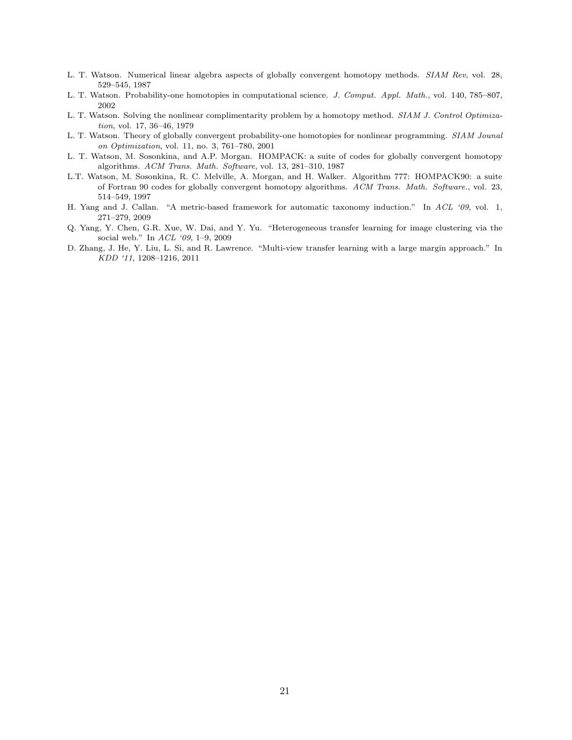L. T. Watson. Numerical linear algebra aspects of globally convergent homotopy methods. *SIAM Rev*, vol. 28, 529–545, 1987

L. T. Watson. Probability-one homotopies in computational science. *J. Comput. Appl. Math.*, vol. 140, 785–807, 2002

L. T. Watson. Solving the nonlinear complimentarity problem by a homotopy method. *SIAM J. Control Optimization*, vol. 17, 36–46, 1979

L. T. Watson. Theory of globally convergent probability-one homotopies for nonlinear programming. *SIAM Jounal on Optimization*, vol. 11, no. 3, 761–780, 2001

L. T. Watson, M. Sosonkina, and A.P. Morgan. HOMPACK: a suite of codes for globally convergent homotopy algorithms. *ACM Trans. Math. Software*, vol. 13, 281–310, 1987

L.T. Watson, M. Sosonkina, R. C. Melville, A. Morgan, and H. Walker. Algorithm 777: HOMPACK90: a suite of Fortran 90 codes for globally convergent homotopy algorithms. *ACM Trans. Math. Software.*, vol. 23, 514–549, 1997

H. Yang and J. Callan. "A metric-based framework for automatic taxonomy induction." In *ACL '09*, vol. 1, 271–279, 2009

Q. Yang, Y. Chen, G.R. Xue, W. Dai, and Y. Yu. "Heterogeneous transfer learning for image clustering via the social web." In *ACL '09*, 1–9, 2009

D. Zhang, J. He, Y. Liu, L. Si, and R. Lawrence. "Multi-view transfer learning with a large margin approach." In *KDD '11*, 1208–1216, 2011